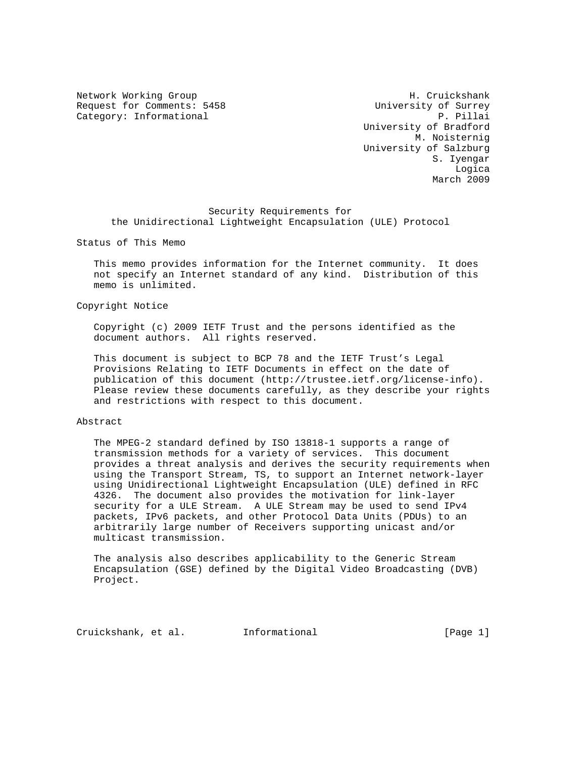Network Working Group  
Request for Comments: 5458  
Category: Informational

H. Cruickshank  
University of Surrey  
P. Pillai  
University of Bradford  
M. Noisternig  
University of Salzburg  
S. Iyengar  
Logica  
March 2009

# Security Requirements for the Unidirectional Lightweight Encapsulation (ULE) Protocol

## Status of This Memo

This memo provides information for the Internet community. It does not specify an Internet standard of any kind. Distribution of this memo is unlimited.

## Copyright Notice

Copyright (c) 2009 IETF Trust and the persons identified as the document authors. All rights reserved.

This document is subject to BCP 78 and the IETF Trust's Legal Provisions Relating to IETF Documents in effect on the date of publication of this document (http://trustee.ietf.org/license-info). Please review these documents carefully, as they describe your rights and restrictions with respect to this document.

## Abstract

The MPEG-2 standard defined by ISO 13818-1 supports a range of transmission methods for a variety of services. This document provides a threat analysis and derives the security requirements when using the Transport Stream, TS, to support an Internet network-layer using Unidirectional Lightweight Encapsulation (ULE) defined in RFC 4326. The document also provides the motivation for link-layer security for a ULE Stream. A ULE Stream may be used to send IPv4 packets, IPv6 packets, and other Protocol Data Units (PDUs) to an arbitrarily large number of Receivers supporting unicast and/or multicast transmission.

The analysis also describes applicability to the Generic Stream Encapsulation (GSE) defined by the Digital Video Broadcasting (DVB) Project.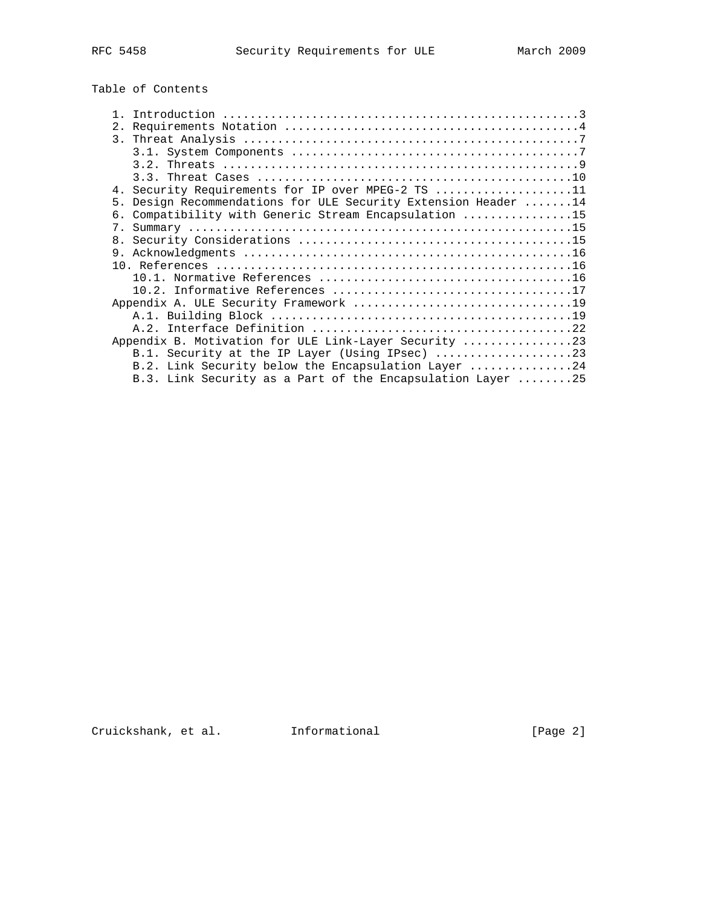## Table of Contents

```
   1. Introduction ....................................................3
   2. Requirements Notation ...........................................4
   3. Threat Analysis .................................................7
      3.1. System Components ..........................................7
      3.2. Threats ....................................................9
      3.3. Threat Cases ..............................................10
   4. Security Requirements for IP over MPEG-2 TS ....................11
   5. Design Recommendations for ULE Security Extension Header .......14
   6. Compatibility with Generic Stream Encapsulation ................15
   7. Summary ........................................................15
   8. Security Considerations ........................................15
   9. Acknowledgments ................................................16
   10. References ....................................................16
      10.1. Normative References .....................................16
      10.2. Informative References ...................................17
   Appendix A. ULE Security Framework ................................19
      A.1. Building Block ............................................19
      A.2. Interface Definition ......................................22
   Appendix B. Motivation for ULE Link-Layer Security ................23
      B.1. Security at the IP Layer (Using IPsec) ....................23
      B.2. Link Security below the Encapsulation Layer ...............24
      B.3. Link Security as a Part of the Encapsulation Layer ........25
```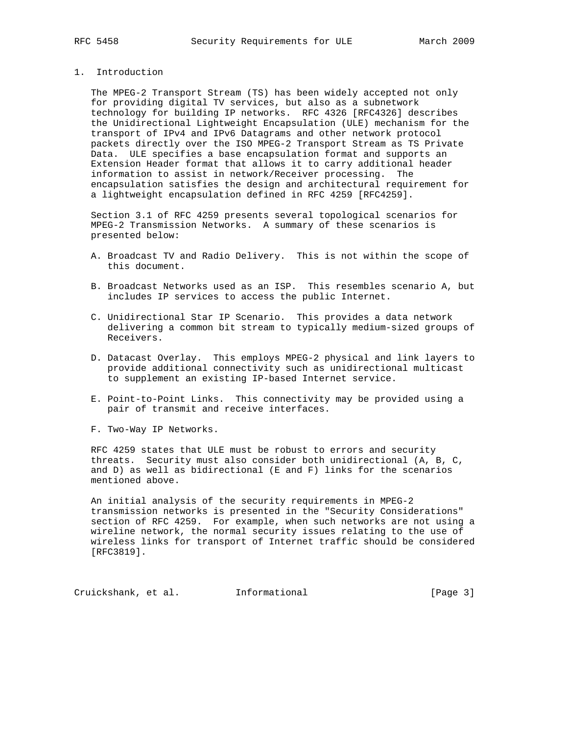## 1. Introduction

The MPEG-2 Transport Stream (TS) has been widely accepted not only for providing digital TV services, but also as a subnetwork technology for building IP networks. RFC 4326 [RFC4326] describes the Unidirectional Lightweight Encapsulation (ULE) mechanism for the transport of IPv4 and IPv6 Datagrams and other network protocol packets directly over the ISO MPEG-2 Transport Stream as TS Private Data. ULE specifies a base encapsulation format and supports an Extension Header format that allows it to carry additional header information to assist in network/Receiver processing. The encapsulation satisfies the design and architectural requirement for a lightweight encapsulation defined in RFC 4259 [RFC4259].

Section 3.1 of RFC 4259 presents several topological scenarios for MPEG-2 Transmission Networks. A summary of these scenarios is presented below:

A. Broadcast TV and Radio Delivery. This is not within the scope of this document.

B. Broadcast Networks used as an ISP. This resembles scenario A, but includes IP services to access the public Internet.

C. Unidirectional Star IP Scenario. This provides a data network delivering a common bit stream to typically medium-sized groups of Receivers.

D. Datacast Overlay. This employs MPEG-2 physical and link layers to provide additional connectivity such as unidirectional multicast to supplement an existing IP-based Internet service.

E. Point-to-Point Links. This connectivity may be provided using a pair of transmit and receive interfaces.

F. Two-Way IP Networks.

RFC 4259 states that ULE must be robust to errors and security threats. Security must also consider both unidirectional (A, B, C, and D) as well as bidirectional (E and F) links for the scenarios mentioned above.

An initial analysis of the security requirements in MPEG-2 transmission networks is presented in the "Security Considerations" section of RFC 4259. For example, when such networks are not using a wireline network, the normal security issues relating to the use of wireless links for transport of Internet traffic should be considered [RFC3819].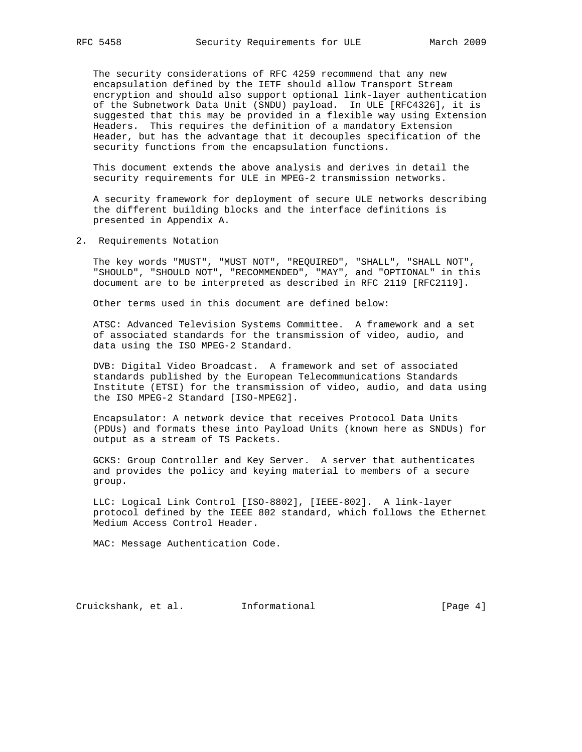The security considerations of RFC 4259 recommend that any new encapsulation defined by the IETF should allow Transport Stream encryption and should also support optional link-layer authentication of the Subnetwork Data Unit (SNDU) payload. In ULE [RFC4326], it is suggested that this may be provided in a flexible way using Extension Headers. This requires the definition of a mandatory Extension Header, but has the advantage that it decouples specification of the security functions from the encapsulation functions.

This document extends the above analysis and derives in detail the security requirements for ULE in MPEG-2 transmission networks.

A security framework for deployment of secure ULE networks describing the different building blocks and the interface definitions is presented in Appendix A.

## 2. Requirements Notation

The key words "MUST", "MUST NOT", "REQUIRED", "SHALL", "SHALL NOT", "SHOULD", "SHOULD NOT", "RECOMMENDED", "MAY", and "OPTIONAL" in this document are to be interpreted as described in RFC 2119 [RFC2119].

Other terms used in this document are defined below:

ATSC: Advanced Television Systems Committee. A framework and a set of associated standards for the transmission of video, audio, and data using the ISO MPEG-2 Standard.

DVB: Digital Video Broadcast. A framework and set of associated standards published by the European Telecommunications Standards Institute (ETSI) for the transmission of video, audio, and data using the ISO MPEG-2 Standard [ISO-MPEG2].

Encapsulator: A network device that receives Protocol Data Units (PDUs) and formats these into Payload Units (known here as SNDUs) for output as a stream of TS Packets.

GCKS: Group Controller and Key Server. A server that authenticates and provides the policy and keying material to members of a secure group.

LLC: Logical Link Control [ISO-8802], [IEEE-802]. A link-layer protocol defined by the IEEE 802 standard, which follows the Ethernet Medium Access Control Header.

MAC: Message Authentication Code.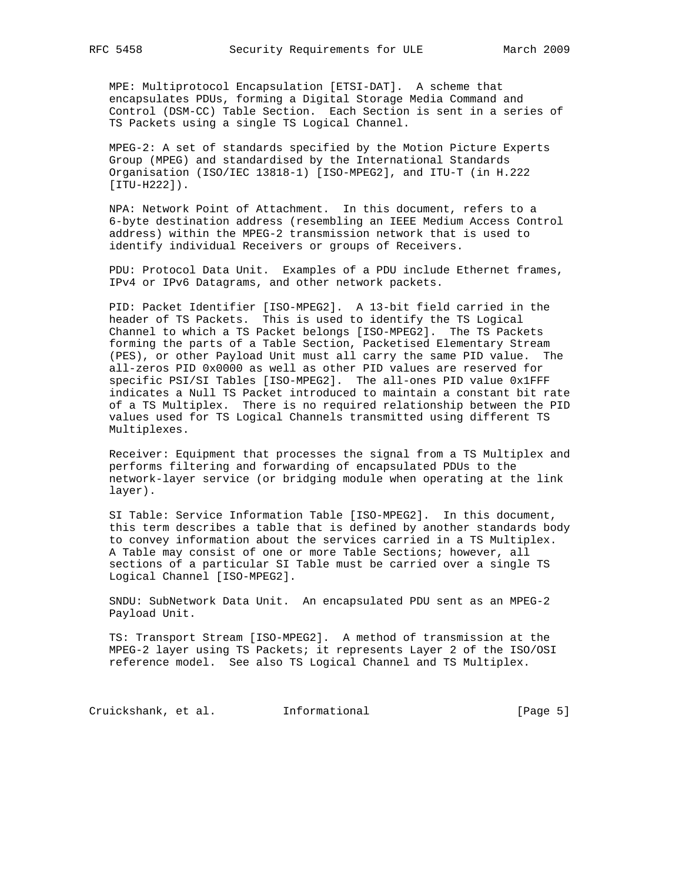MPE: Multiprotocol Encapsulation [ETSI-DAT]. A scheme that encapsulates PDUs, forming a Digital Storage Media Command and Control (DSM-CC) Table Section. Each Section is sent in a series of TS Packets using a single TS Logical Channel.

MPEG-2: A set of standards specified by the Motion Picture Experts Group (MPEG) and standardised by the International Standards Organisation (ISO/IEC 13818-1) [ISO-MPEG2], and ITU-T (in H.222 [ITU-H222]).

NPA: Network Point of Attachment. In this document, refers to a 6-byte destination address (resembling an IEEE Medium Access Control address) within the MPEG-2 transmission network that is used to identify individual Receivers or groups of Receivers.

PDU: Protocol Data Unit. Examples of a PDU include Ethernet frames, IPv4 or IPv6 Datagrams, and other network packets.

PID: Packet Identifier [ISO-MPEG2]. A 13-bit field carried in the header of TS Packets. This is used to identify the TS Logical Channel to which a TS Packet belongs [ISO-MPEG2]. The TS Packets forming the parts of a Table Section, Packetised Elementary Stream (PES), or other Payload Unit must all carry the same PID value. The all-zeros PID 0x0000 as well as other PID values are reserved for specific PSI/SI Tables [ISO-MPEG2]. The all-ones PID value 0x1FFF indicates a Null TS Packet introduced to maintain a constant bit rate of a TS Multiplex. There is no required relationship between the PID values used for TS Logical Channels transmitted using different TS Multiplexes.

Receiver: Equipment that processes the signal from a TS Multiplex and performs filtering and forwarding of encapsulated PDUs to the network-layer service (or bridging module when operating at the link layer).

SI Table: Service Information Table [ISO-MPEG2]. In this document, this term describes a table that is defined by another standards body to convey information about the services carried in a TS Multiplex. A Table may consist of one or more Table Sections; however, all sections of a particular SI Table must be carried over a single TS Logical Channel [ISO-MPEG2].

SNDU: SubNetwork Data Unit. An encapsulated PDU sent as an MPEG-2 Payload Unit.

TS: Transport Stream [ISO-MPEG2]. A method of transmission at the MPEG-2 layer using TS Packets; it represents Layer 2 of the ISO/OSI reference model. See also TS Logical Channel and TS Multiplex.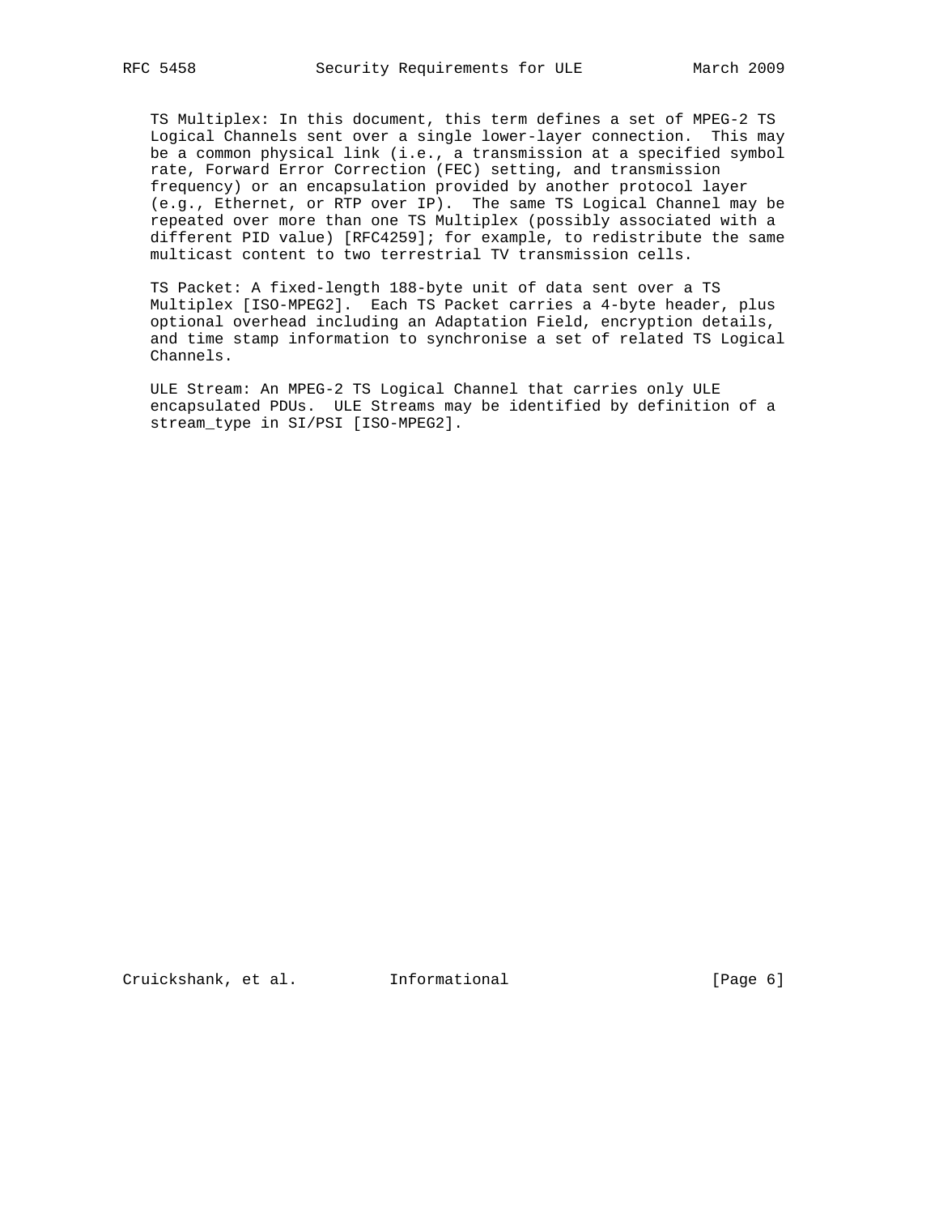TS Multiplex: In this document, this term defines a set of MPEG-2 TS Logical Channels sent over a single lower-layer connection. This may be a common physical link (i.e., a transmission at a specified symbol rate, Forward Error Correction (FEC) setting, and transmission frequency) or an encapsulation provided by another protocol layer (e.g., Ethernet, or RTP over IP). The same TS Logical Channel may be repeated over more than one TS Multiplex (possibly associated with a different PID value) [RFC4259]; for example, to redistribute the same multicast content to two terrestrial TV transmission cells.

TS Packet: A fixed-length 188-byte unit of data sent over a TS Multiplex [ISO-MPEG2]. Each TS Packet carries a 4-byte header, plus optional overhead including an Adaptation Field, encryption details, and time stamp information to synchronise a set of related TS Logical Channels.

ULE Stream: An MPEG-2 TS Logical Channel that carries only ULE encapsulated PDUs. ULE Streams may be identified by definition of a stream_type in SI/PSI [ISO-MPEG2].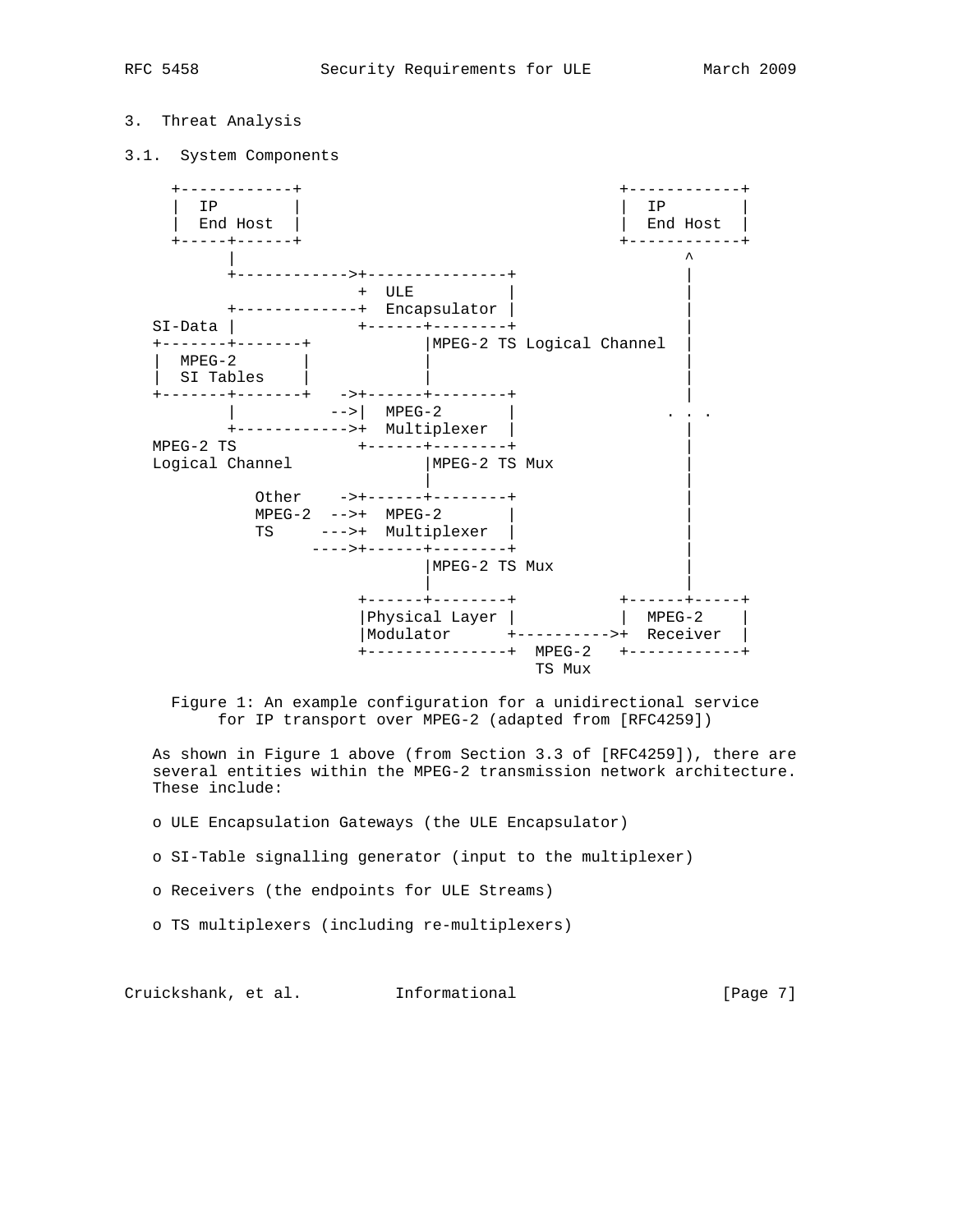## 3. Threat Analysis

### 3.1. System Components

```
     +------------+                              +------------+
     |  IP        |                              |  IP        |
     |  End Host  |                              |  End Host  |
     +-----+------+                              +------------+
           |                                            ^
           +------------>+---------------+              |
                         +  ULE          |              |
           +-------------+  Encapsulator |              |
   SI-Data |             +------+--------+              |
   +-------+-------+            |MPEG-2 TS Logical Channel  |
   |  MPEG-2       |            |                           |
   |  SI Tables    |            |                           |
   +-------+-------+   ->+------+--------+              |
           |          -->|  MPEG-2       |            . . .
           +------------>+  Multiplexer  |              |
   MPEG-2 TS             +------+--------+              |
   Logical Channel              |MPEG-2 TS Mux          |
                                |                       |
              Other    ->+------+--------+              |
              MPEG-2  -->+  MPEG-2       |              |
              TS     --->+  Multiplexer  |              |
                  ---->+------+--------+              |
                                |MPEG-2 TS Mux          |
                                |                       |
                         +------+--------+      +------+-----+
                         |Physical Layer |      |  MPEG-2    |
                         |Modulator      +----------->+  Receiver  |
                         +---------------+  MPEG-2   +------------+
                                            TS Mux
```

Figure 1: An example configuration for a unidirectional service for IP transport over MPEG-2 (adapted from [RFC4259])

As shown in Figure 1 above (from Section 3.3 of [RFC4259]), there are several entities within the MPEG-2 transmission network architecture. These include:

- ULE Encapsulation Gateways (the ULE Encapsulator)
- SI-Table signalling generator (input to the multiplexer)
- Receivers (the endpoints for ULE Streams)
- TS multiplexers (including re-multiplexers)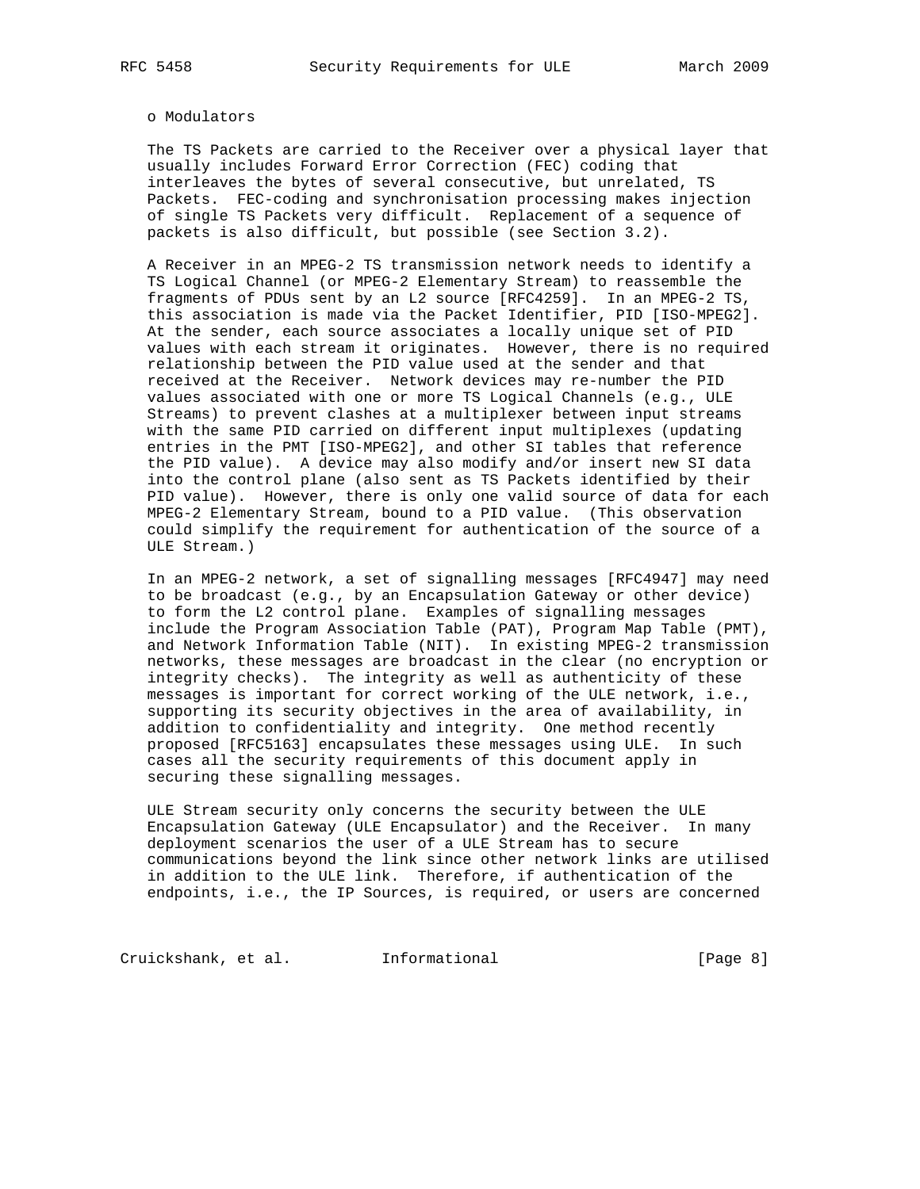o Modulators

The TS Packets are carried to the Receiver over a physical layer that usually includes Forward Error Correction (FEC) coding that interleaves the bytes of several consecutive, but unrelated, TS Packets. FEC-coding and synchronisation processing makes injection of single TS Packets very difficult. Replacement of a sequence of packets is also difficult, but possible (see Section 3.2).

A Receiver in an MPEG-2 TS transmission network needs to identify a TS Logical Channel (or MPEG-2 Elementary Stream) to reassemble the fragments of PDUs sent by an L2 source [RFC4259]. In an MPEG-2 TS, this association is made via the Packet Identifier, PID [ISO-MPEG2]. At the sender, each source associates a locally unique set of PID values with each stream it originates. However, there is no required relationship between the PID value used at the sender and that received at the Receiver. Network devices may re-number the PID values associated with one or more TS Logical Channels (e.g., ULE Streams) to prevent clashes at a multiplexer between input streams with the same PID carried on different input multiplexes (updating entries in the PMT [ISO-MPEG2], and other SI tables that reference the PID value). A device may also modify and/or insert new SI data into the control plane (also sent as TS Packets identified by their PID value). However, there is only one valid source of data for each MPEG-2 Elementary Stream, bound to a PID value. (This observation could simplify the requirement for authentication of the source of a ULE Stream.)

In an MPEG-2 network, a set of signalling messages [RFC4947] may need to be broadcast (e.g., by an Encapsulation Gateway or other device) to form the L2 control plane. Examples of signalling messages include the Program Association Table (PAT), Program Map Table (PMT), and Network Information Table (NIT). In existing MPEG-2 transmission networks, these messages are broadcast in the clear (no encryption or integrity checks). The integrity as well as authenticity of these messages is important for correct working of the ULE network, i.e., supporting its security objectives in the area of availability, in addition to confidentiality and integrity. One method recently proposed [RFC5163] encapsulates these messages using ULE. In such cases all the security requirements of this document apply in securing these signalling messages.

ULE Stream security only concerns the security between the ULE Encapsulation Gateway (ULE Encapsulator) and the Receiver. In many deployment scenarios the user of a ULE Stream has to secure communications beyond the link since other network links are utilised in addition to the ULE link. Therefore, if authentication of the endpoints, i.e., the IP Sources, is required, or users are concerned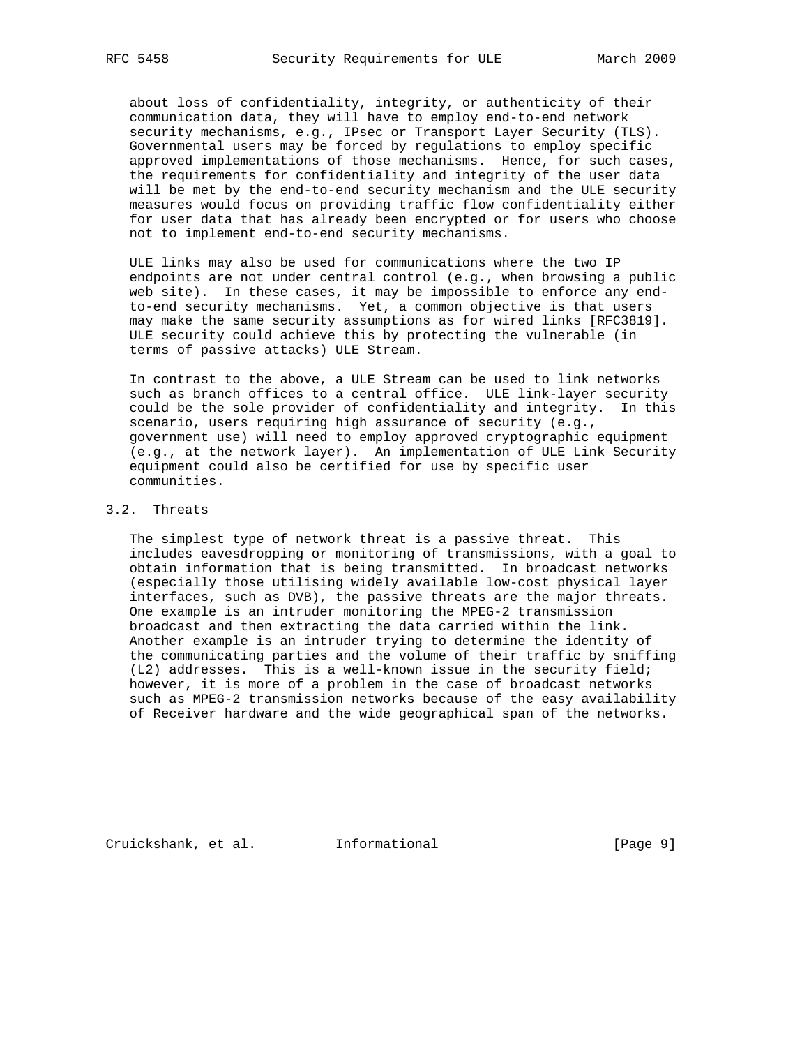about loss of confidentiality, integrity, or authenticity of their communication data, they will have to employ end-to-end network security mechanisms, e.g., IPsec or Transport Layer Security (TLS). Governmental users may be forced by regulations to employ specific approved implementations of those mechanisms. Hence, for such cases, the requirements for confidentiality and integrity of the user data will be met by the end-to-end security mechanism and the ULE security measures would focus on providing traffic flow confidentiality either for user data that has already been encrypted or for users who choose not to implement end-to-end security mechanisms.

ULE links may also be used for communications where the two IP endpoints are not under central control (e.g., when browsing a public web site). In these cases, it may be impossible to enforce any end-to-end security mechanisms. Yet, a common objective is that users may make the same security assumptions as for wired links [RFC3819]. ULE security could achieve this by protecting the vulnerable (in terms of passive attacks) ULE Stream.

In contrast to the above, a ULE Stream can be used to link networks such as branch offices to a central office. ULE link-layer security could be the sole provider of confidentiality and integrity. In this scenario, users requiring high assurance of security (e.g., government use) will need to employ approved cryptographic equipment (e.g., at the network layer). An implementation of ULE Link Security equipment could also be certified for use by specific user communities.

## 3.2. Threats

The simplest type of network threat is a passive threat. This includes eavesdropping or monitoring of transmissions, with a goal to obtain information that is being transmitted. In broadcast networks (especially those utilising widely available low-cost physical layer interfaces, such as DVB), the passive threats are the major threats. One example is an intruder monitoring the MPEG-2 transmission broadcast and then extracting the data carried within the link. Another example is an intruder trying to determine the identity of the communicating parties and the volume of their traffic by sniffing (L2) addresses. This is a well-known issue in the security field; however, it is more of a problem in the case of broadcast networks such as MPEG-2 transmission networks because of the easy availability of Receiver hardware and the wide geographical span of the networks.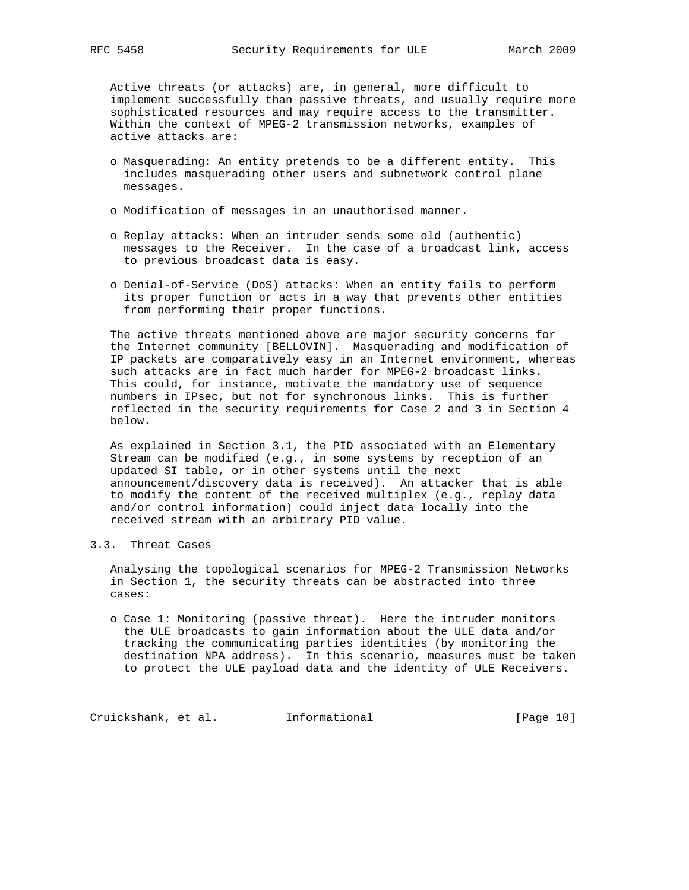Active threats (or attacks) are, in general, more difficult to implement successfully than passive threats, and usually require more sophisticated resources and may require access to the transmitter. Within the context of MPEG-2 transmission networks, examples of active attacks are:

- Masquerading: An entity pretends to be a different entity. This includes masquerading other users and subnetwork control plane messages.
- Modification of messages in an unauthorised manner.
- Replay attacks: When an intruder sends some old (authentic) messages to the Receiver. In the case of a broadcast link, access to previous broadcast data is easy.
- Denial-of-Service (DoS) attacks: When an entity fails to perform its proper function or acts in a way that prevents other entities from performing their proper functions.

The active threats mentioned above are major security concerns for the Internet community [BELLOVIN]. Masquerading and modification of IP packets are comparatively easy in an Internet environment, whereas such attacks are in fact much harder for MPEG-2 broadcast links. This could, for instance, motivate the mandatory use of sequence numbers in IPsec, but not for synchronous links. This is further reflected in the security requirements for Case 2 and 3 in Section 4 below.

As explained in Section 3.1, the PID associated with an Elementary Stream can be modified (e.g., in some systems by reception of an updated SI table, or in other systems until the next announcement/discovery data is received). An attacker that is able to modify the content of the received multiplex (e.g., replay data and/or control information) could inject data locally into the received stream with an arbitrary PID value.

## 3.3. Threat Cases

Analysing the topological scenarios for MPEG-2 Transmission Networks in Section 1, the security threats can be abstracted into three cases:

- Case 1: Monitoring (passive threat). Here the intruder monitors the ULE broadcasts to gain information about the ULE data and/or tracking the communicating parties identities (by monitoring the destination NPA address). In this scenario, measures must be taken to protect the ULE payload data and the identity of ULE Receivers.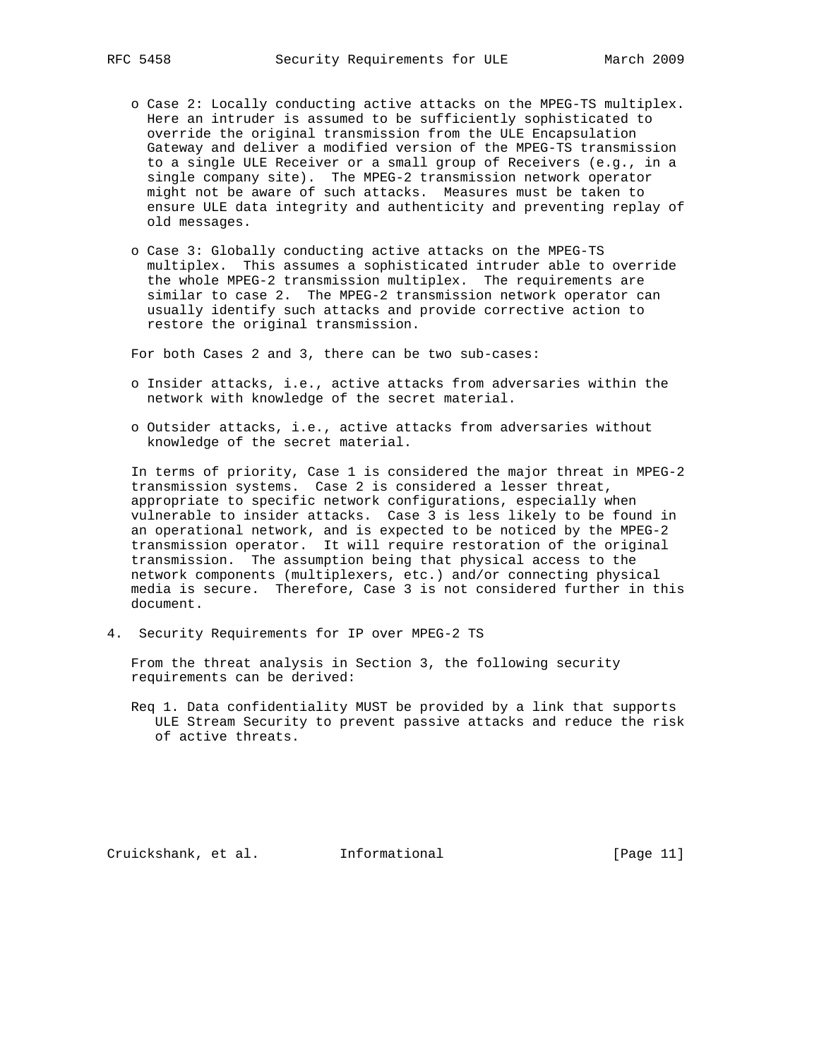- Case 2: Locally conducting active attacks on the MPEG-TS multiplex. Here an intruder is assumed to be sufficiently sophisticated to override the original transmission from the ULE Encapsulation Gateway and deliver a modified version of the MPEG-TS transmission to a single ULE Receiver or a small group of Receivers (e.g., in a single company site). The MPEG-2 transmission network operator might not be aware of such attacks. Measures must be taken to ensure ULE data integrity and authenticity and preventing replay of old messages.

- Case 3: Globally conducting active attacks on the MPEG-TS multiplex. This assumes a sophisticated intruder able to override the whole MPEG-2 transmission multiplex. The requirements are similar to case 2. The MPEG-2 transmission network operator can usually identify such attacks and provide corrective action to restore the original transmission.

For both Cases 2 and 3, there can be two sub-cases:

- Insider attacks, i.e., active attacks from adversaries within the network with knowledge of the secret material.

- Outsider attacks, i.e., active attacks from adversaries without knowledge of the secret material.

In terms of priority, Case 1 is considered the major threat in MPEG-2 transmission systems. Case 2 is considered a lesser threat, appropriate to specific network configurations, especially when vulnerable to insider attacks. Case 3 is less likely to be found in an operational network, and is expected to be noticed by the MPEG-2 transmission operator. It will require restoration of the original transmission. The assumption being that physical access to the network components (multiplexers, etc.) and/or connecting physical media is secure. Therefore, Case 3 is not considered further in this document.

# 4. Security Requirements for IP over MPEG-2 TS

From the threat analysis in Section 3, the following security requirements can be derived:

Req 1. Data confidentiality MUST be provided by a link that supports ULE Stream Security to prevent passive attacks and reduce the risk of active threats.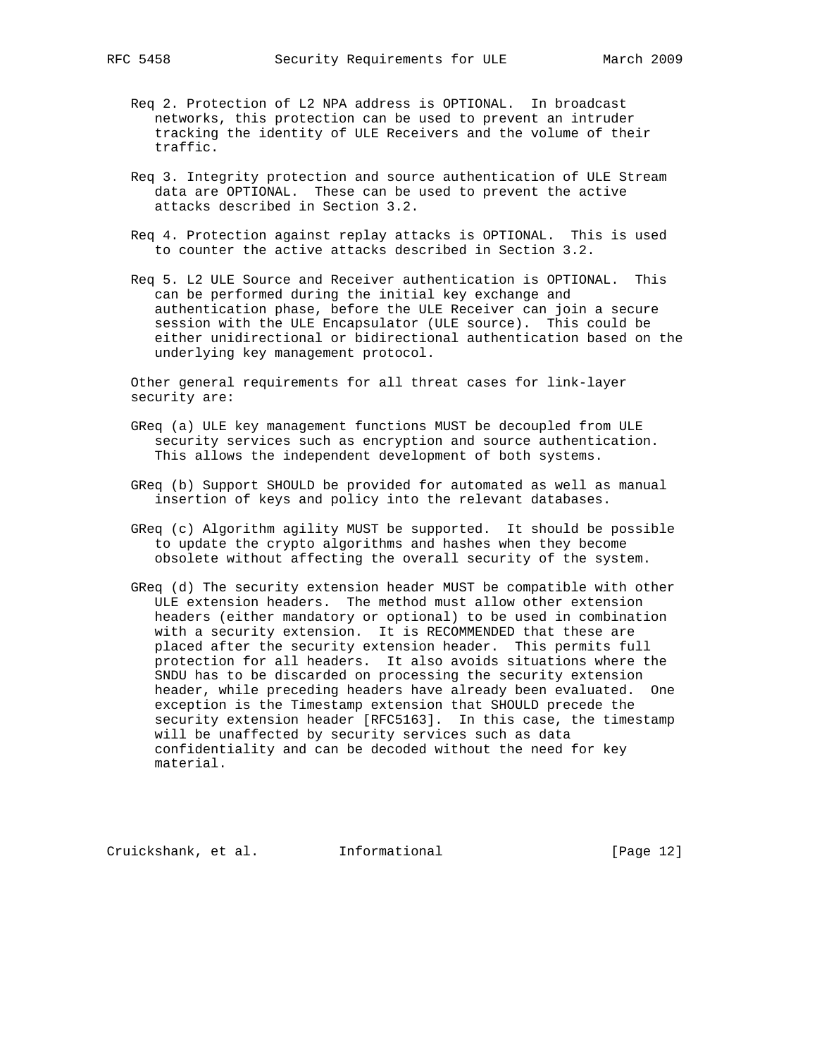Req 2. Protection of L2 NPA address is OPTIONAL. In broadcast networks, this protection can be used to prevent an intruder tracking the identity of ULE Receivers and the volume of their traffic.

Req 3. Integrity protection and source authentication of ULE Stream data are OPTIONAL. These can be used to prevent the active attacks described in Section 3.2.

Req 4. Protection against replay attacks is OPTIONAL. This is used to counter the active attacks described in Section 3.2.

Req 5. L2 ULE Source and Receiver authentication is OPTIONAL. This can be performed during the initial key exchange and authentication phase, before the ULE Receiver can join a secure session with the ULE Encapsulator (ULE source). This could be either unidirectional or bidirectional authentication based on the underlying key management protocol.

Other general requirements for all threat cases for link-layer security are:

GReq (a) ULE key management functions MUST be decoupled from ULE security services such as encryption and source authentication. This allows the independent development of both systems.

GReq (b) Support SHOULD be provided for automated as well as manual insertion of keys and policy into the relevant databases.

GReq (c) Algorithm agility MUST be supported. It should be possible to update the crypto algorithms and hashes when they become obsolete without affecting the overall security of the system.

GReq (d) The security extension header MUST be compatible with other ULE extension headers. The method must allow other extension headers (either mandatory or optional) to be used in combination with a security extension. It is RECOMMENDED that these are placed after the security extension header. This permits full protection for all headers. It also avoids situations where the SNDU has to be discarded on processing the security extension header, while preceding headers have already been evaluated. One exception is the Timestamp extension that SHOULD precede the security extension header [RFC5163]. In this case, the timestamp will be unaffected by security services such as data confidentiality and can be decoded without the need for key material.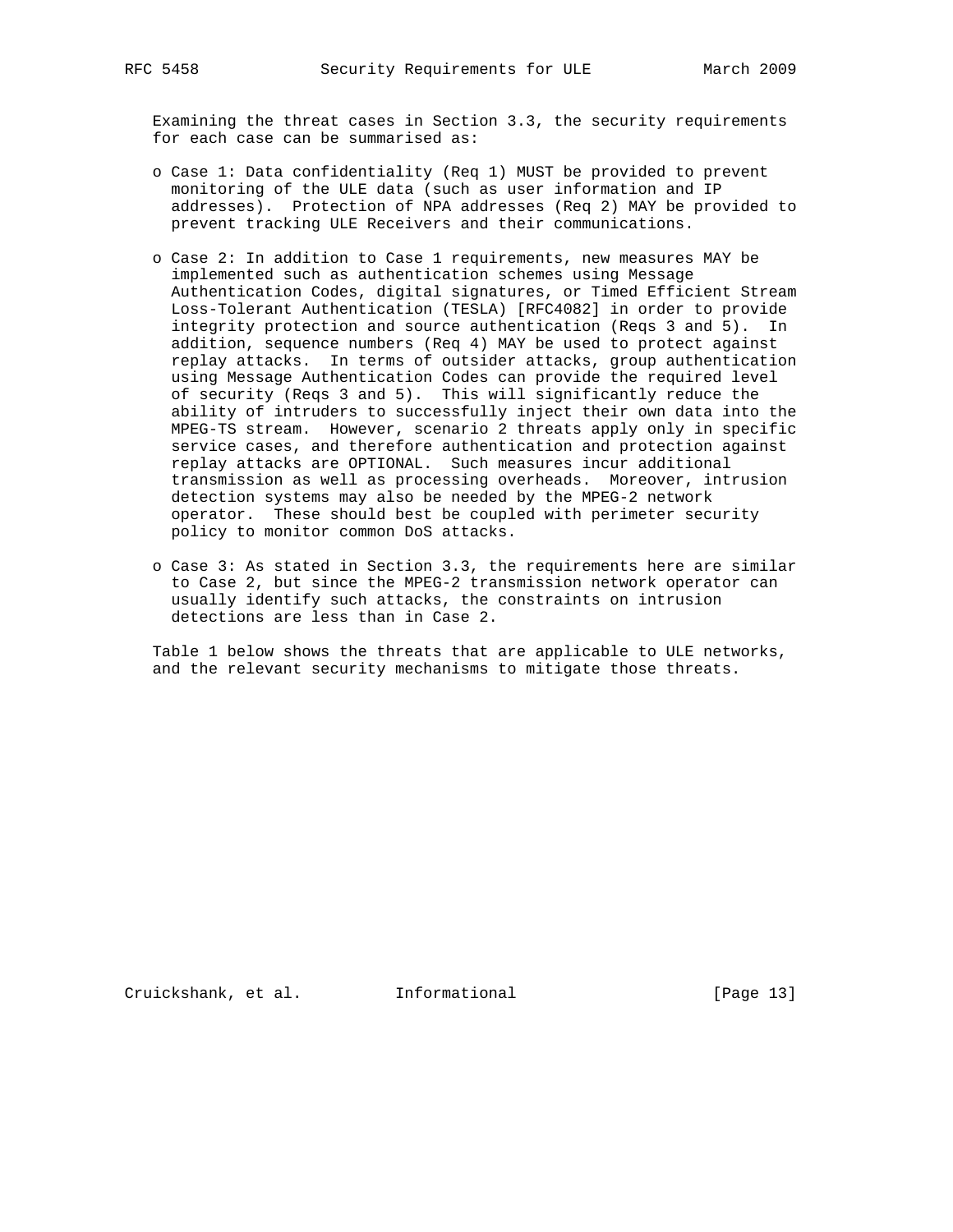Examining the threat cases in Section 3.3, the security requirements for each case can be summarised as:

- Case 1: Data confidentiality (Req 1) MUST be provided to prevent monitoring of the ULE data (such as user information and IP addresses). Protection of NPA addresses (Req 2) MAY be provided to prevent tracking ULE Receivers and their communications.

- Case 2: In addition to Case 1 requirements, new measures MAY be implemented such as authentication schemes using Message Authentication Codes, digital signatures, or Timed Efficient Stream Loss-Tolerant Authentication (TESLA) [RFC4082] in order to provide integrity protection and source authentication (Reqs 3 and 5). In addition, sequence numbers (Req 4) MAY be used to protect against replay attacks. In terms of outsider attacks, group authentication using Message Authentication Codes can provide the required level of security (Reqs 3 and 5). This will significantly reduce the ability of intruders to successfully inject their own data into the MPEG-TS stream. However, scenario 2 threats apply only in specific service cases, and therefore authentication and protection against replay attacks are OPTIONAL. Such measures incur additional transmission as well as processing overheads. Moreover, intrusion detection systems may also be needed by the MPEG-2 network operator. These should best be coupled with perimeter security policy to monitor common DoS attacks.

- Case 3: As stated in Section 3.3, the requirements here are similar to Case 2, but since the MPEG-2 transmission network operator can usually identify such attacks, the constraints on intrusion detections are less than in Case 2.

Table 1 below shows the threats that are applicable to ULE networks, and the relevant security mechanisms to mitigate those threats.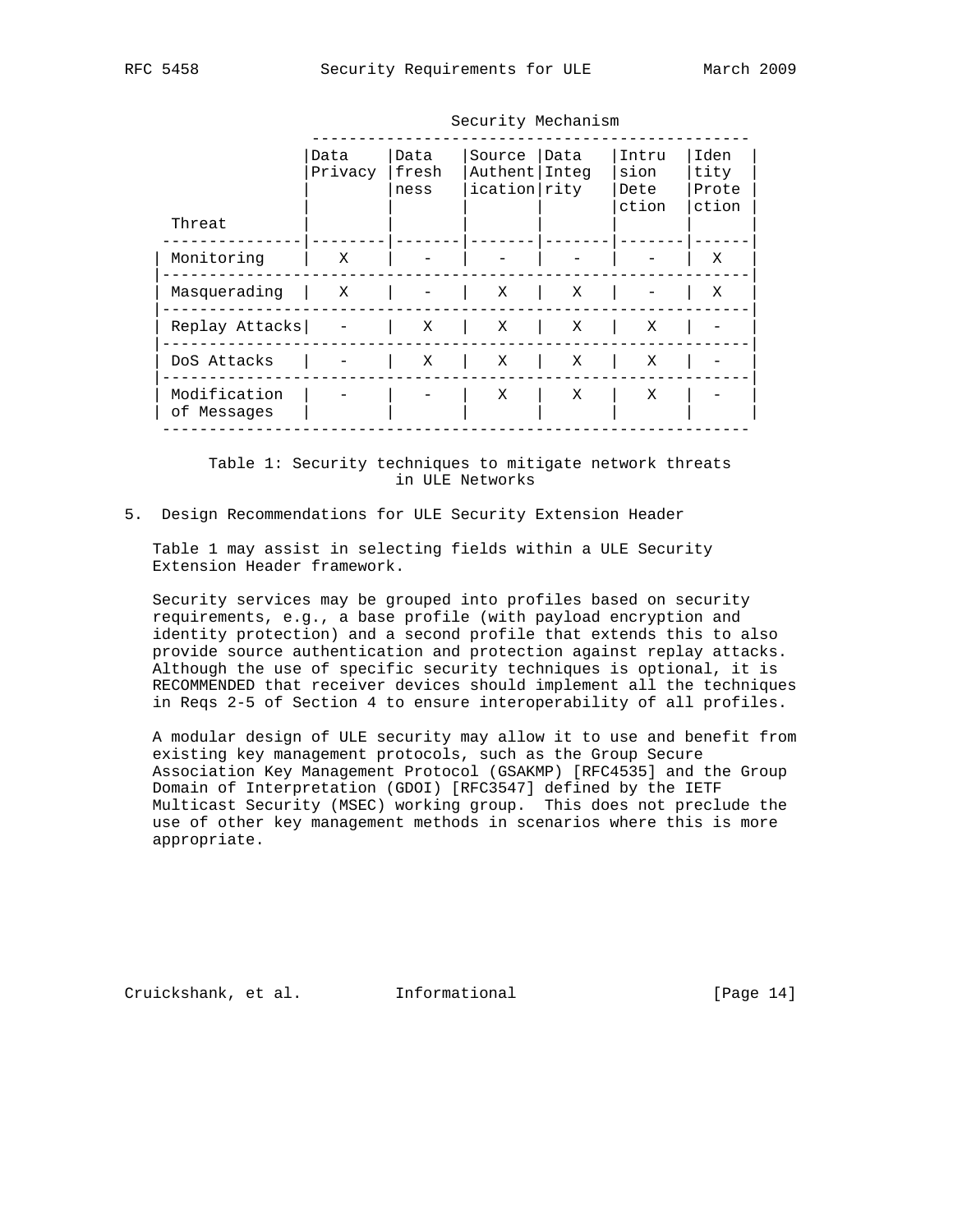| Threat | Data Privacy | Data freshness | Source Authentication | Data Integrity | Intrusion Detection | Identity Protection |
|---|---|---|---|---|---|---|
| Monitoring | X | - | - | - | - | X |
| Masquerading | X | - | X | X | - | X |
| Replay Attacks | - | X | X | X | X | - |
| DoS Attacks | - | X | X | X | X | - |
| Modification of Messages | - | - | X | X | X | - |

Table 1: Security techniques to mitigate network threats in ULE Networks

## 5. Design Recommendations for ULE Security Extension Header

Table 1 may assist in selecting fields within a ULE Security Extension Header framework.

Security services may be grouped into profiles based on security requirements, e.g., a base profile (with payload encryption and identity protection) and a second profile that extends this to also provide source authentication and protection against replay attacks. Although the use of specific security techniques is optional, it is RECOMMENDED that receiver devices should implement all the techniques in Reqs 2-5 of Section 4 to ensure interoperability of all profiles.

A modular design of ULE security may allow it to use and benefit from existing key management protocols, such as the Group Secure Association Key Management Protocol (GSAKMP) [RFC4535] and the Group Domain of Interpretation (GDOI) [RFC3547] defined by the IETF Multicast Security (MSEC) working group. This does not preclude the use of other key management methods in scenarios where this is more appropriate.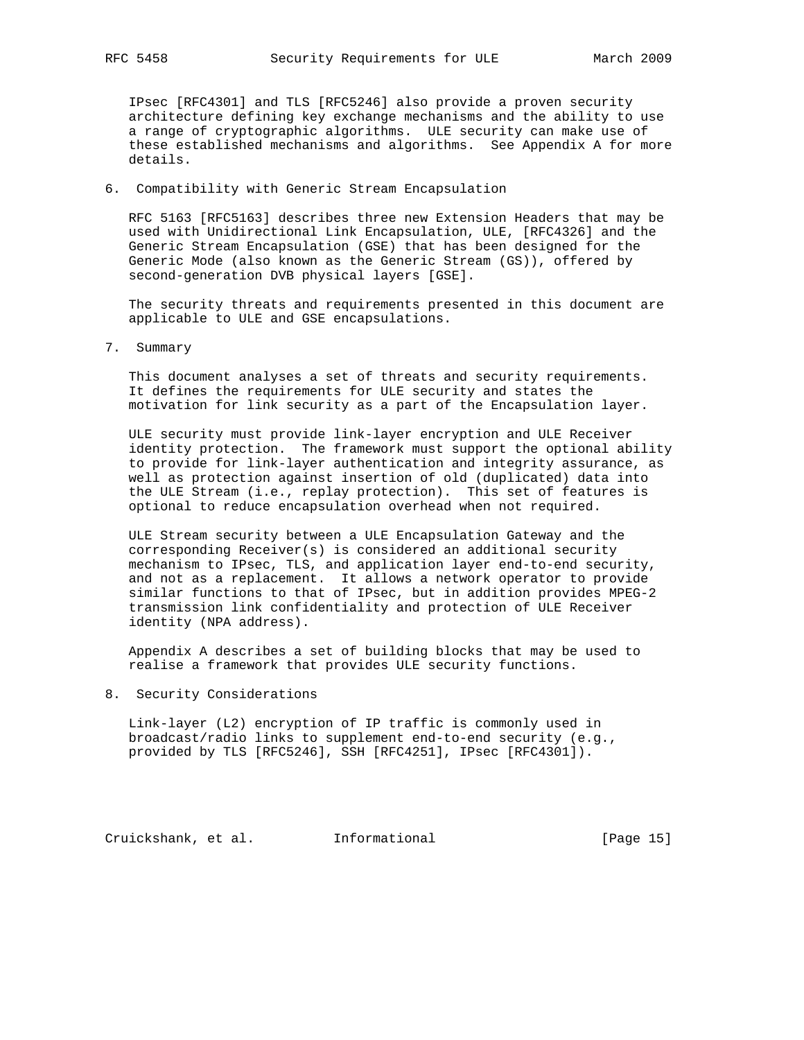IPsec [RFC4301] and TLS [RFC5246] also provide a proven security architecture defining key exchange mechanisms and the ability to use a range of cryptographic algorithms. ULE security can make use of these established mechanisms and algorithms. See Appendix A for more details.

## 6. Compatibility with Generic Stream Encapsulation

RFC 5163 [RFC5163] describes three new Extension Headers that may be used with Unidirectional Link Encapsulation, ULE, [RFC4326] and the Generic Stream Encapsulation (GSE) that has been designed for the Generic Mode (also known as the Generic Stream (GS)), offered by second-generation DVB physical layers [GSE].

The security threats and requirements presented in this document are applicable to ULE and GSE encapsulations.

## 7. Summary

This document analyses a set of threats and security requirements. It defines the requirements for ULE security and states the motivation for link security as a part of the Encapsulation layer.

ULE security must provide link-layer encryption and ULE Receiver identity protection. The framework must support the optional ability to provide for link-layer authentication and integrity assurance, as well as protection against insertion of old (duplicated) data into the ULE Stream (i.e., replay protection). This set of features is optional to reduce encapsulation overhead when not required.

ULE Stream security between a ULE Encapsulation Gateway and the corresponding Receiver(s) is considered an additional security mechanism to IPsec, TLS, and application layer end-to-end security, and not as a replacement. It allows a network operator to provide similar functions to that of IPsec, but in addition provides MPEG-2 transmission link confidentiality and protection of ULE Receiver identity (NPA address).

Appendix A describes a set of building blocks that may be used to realise a framework that provides ULE security functions.

## 8. Security Considerations

Link-layer (L2) encryption of IP traffic is commonly used in broadcast/radio links to supplement end-to-end security (e.g., provided by TLS [RFC5246], SSH [RFC4251], IPsec [RFC4301]).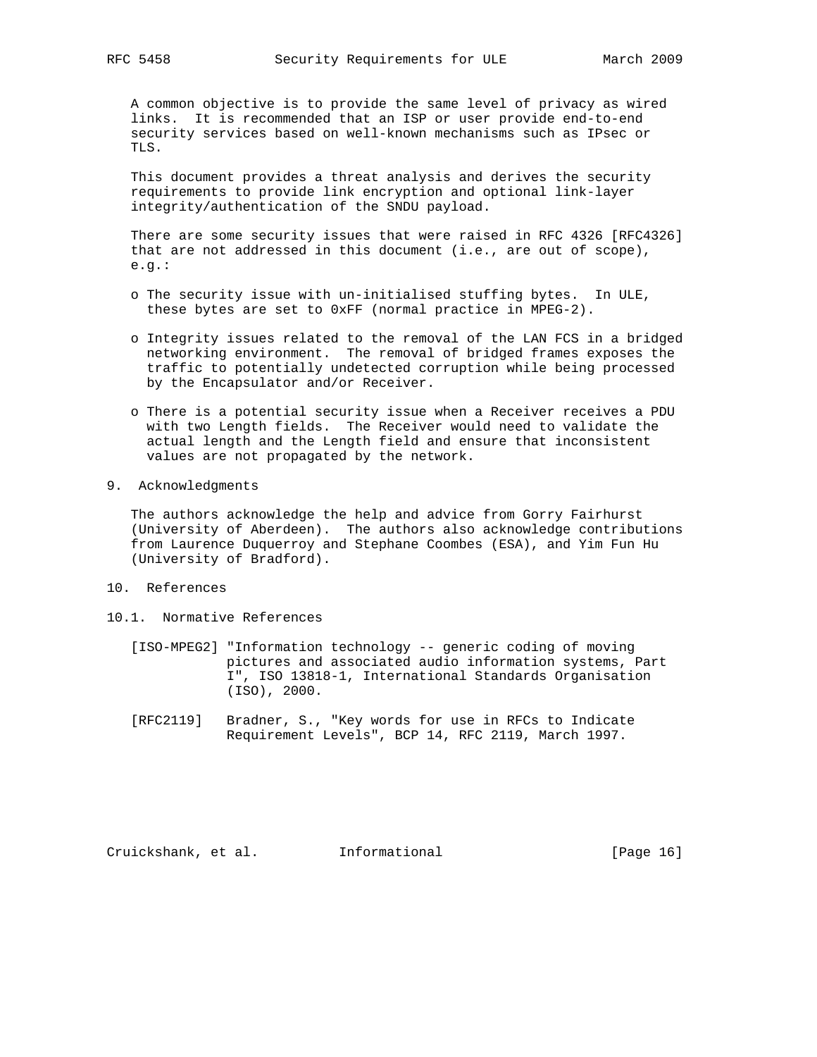A common objective is to provide the same level of privacy as wired links. It is recommended that an ISP or user provide end-to-end security services based on well-known mechanisms such as IPsec or TLS.

This document provides a threat analysis and derives the security requirements to provide link encryption and optional link-layer integrity/authentication of the SNDU payload.

There are some security issues that were raised in RFC 4326 [RFC4326] that are not addressed in this document (i.e., are out of scope), e.g.:

- The security issue with un-initialised stuffing bytes. In ULE, these bytes are set to 0xFF (normal practice in MPEG-2).
- Integrity issues related to the removal of the LAN FCS in a bridged networking environment. The removal of bridged frames exposes the traffic to potentially undetected corruption while being processed by the Encapsulator and/or Receiver.
- There is a potential security issue when a Receiver receives a PDU with two Length fields. The Receiver would need to validate the actual length and the Length field and ensure that inconsistent values are not propagated by the network.

## 9. Acknowledgments

The authors acknowledge the help and advice from Gorry Fairhurst (University of Aberdeen). The authors also acknowledge contributions from Laurence Duquerroy and Stephane Coombes (ESA), and Yim Fun Hu (University of Bradford).

## 10. References

### 10.1. Normative References

[ISO-MPEG2] "Information technology -- generic coding of moving pictures and associated audio information systems, Part I", ISO 13818-1, International Standards Organisation (ISO), 2000.

[RFC2119] Bradner, S., "Key words for use in RFCs to Indicate Requirement Levels", BCP 14, RFC 2119, March 1997.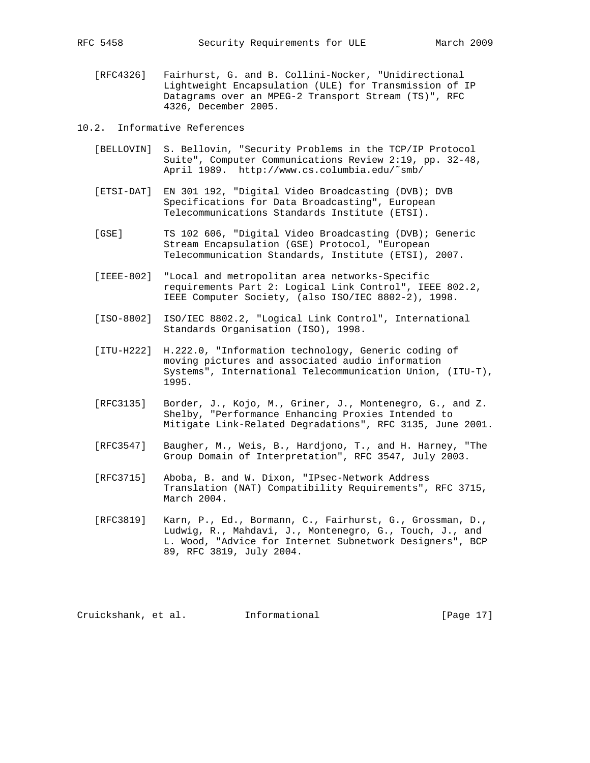[RFC4326] Fairhurst, G. and B. Collini-Nocker, "Unidirectional Lightweight Encapsulation (ULE) for Transmission of IP Datagrams over an MPEG-2 Transport Stream (TS)", RFC 4326, December 2005.

### 10.2. Informative References

[BELLOVIN] S. Bellovin, "Security Problems in the TCP/IP Protocol Suite", Computer Communications Review 2:19, pp. 32-48, April 1989. http://www.cs.columbia.edu/~smb/

[ETSI-DAT] EN 301 192, "Digital Video Broadcasting (DVB); DVB Specifications for Data Broadcasting", European Telecommunications Standards Institute (ETSI).

[GSE] TS 102 606, "Digital Video Broadcasting (DVB); Generic Stream Encapsulation (GSE) Protocol, "European Telecommunication Standards, Institute (ETSI), 2007.

[IEEE-802] "Local and metropolitan area networks-Specific requirements Part 2: Logical Link Control", IEEE 802.2, IEEE Computer Society, (also ISO/IEC 8802-2), 1998.

[ISO-8802] ISO/IEC 8802.2, "Logical Link Control", International Standards Organisation (ISO), 1998.

[ITU-H222] H.222.0, "Information technology, Generic coding of moving pictures and associated audio information Systems", International Telecommunication Union, (ITU-T), 1995.

[RFC3135] Border, J., Kojo, M., Griner, J., Montenegro, G., and Z. Shelby, "Performance Enhancing Proxies Intended to Mitigate Link-Related Degradations", RFC 3135, June 2001.

[RFC3547] Baugher, M., Weis, B., Hardjono, T., and H. Harney, "The Group Domain of Interpretation", RFC 3547, July 2003.

[RFC3715] Aboba, B. and W. Dixon, "IPsec-Network Address Translation (NAT) Compatibility Requirements", RFC 3715, March 2004.

[RFC3819] Karn, P., Ed., Bormann, C., Fairhurst, G., Grossman, D., Ludwig, R., Mahdavi, J., Montenegro, G., Touch, J., and L. Wood, "Advice for Internet Subnetwork Designers", BCP 89, RFC 3819, July 2004.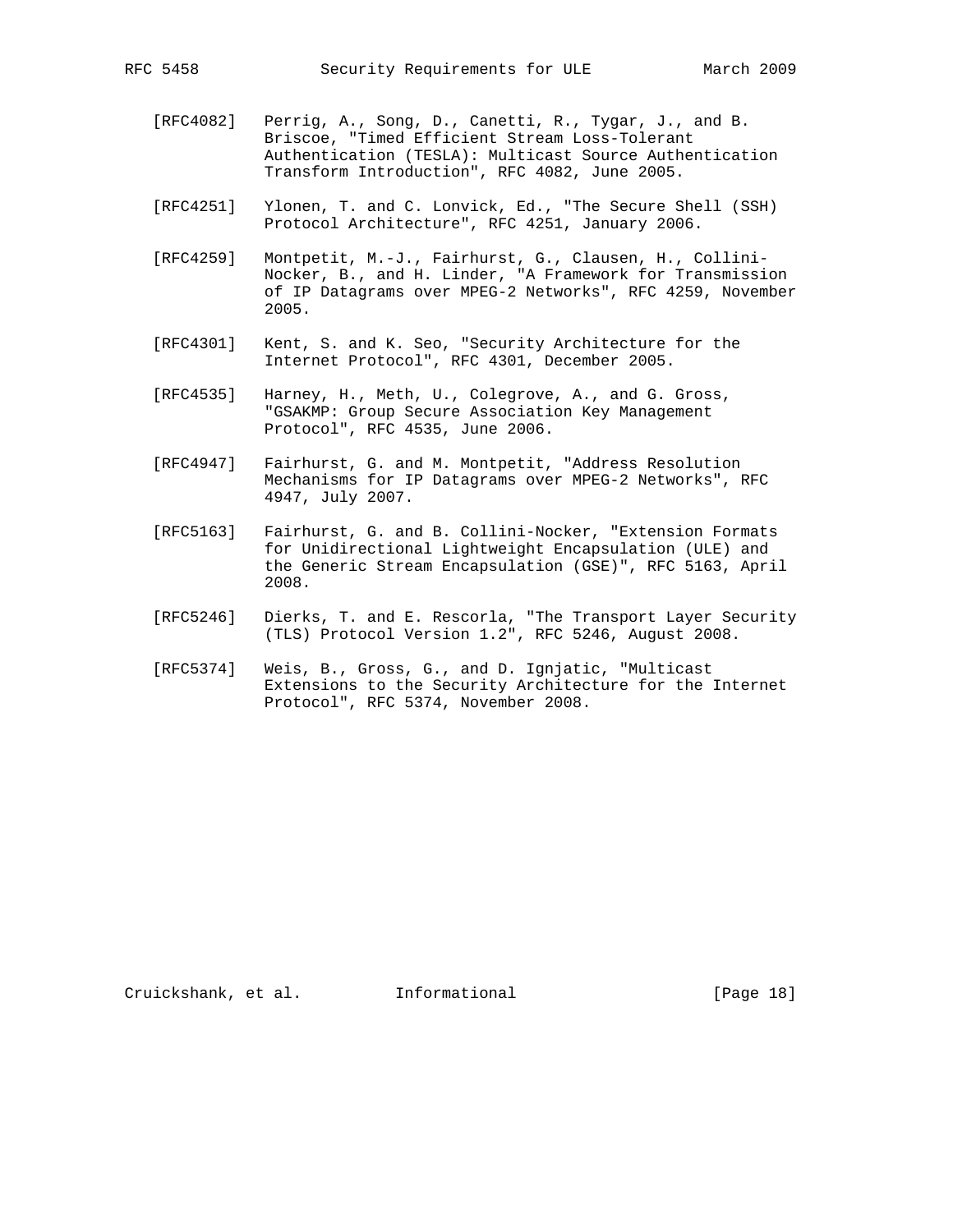[RFC4082] Perrig, A., Song, D., Canetti, R., Tygar, J., and B. Briscoe, "Timed Efficient Stream Loss-Tolerant Authentication (TESLA): Multicast Source Authentication Transform Introduction", RFC 4082, June 2005.

[RFC4251] Ylonen, T. and C. Lonvick, Ed., "The Secure Shell (SSH) Protocol Architecture", RFC 4251, January 2006.

[RFC4259] Montpetit, M.-J., Fairhurst, G., Clausen, H., Collini-Nocker, B., and H. Linder, "A Framework for Transmission of IP Datagrams over MPEG-2 Networks", RFC 4259, November 2005.

[RFC4301] Kent, S. and K. Seo, "Security Architecture for the Internet Protocol", RFC 4301, December 2005.

[RFC4535] Harney, H., Meth, U., Colegrove, A., and G. Gross, "GSAKMP: Group Secure Association Key Management Protocol", RFC 4535, June 2006.

[RFC4947] Fairhurst, G. and M. Montpetit, "Address Resolution Mechanisms for IP Datagrams over MPEG-2 Networks", RFC 4947, July 2007.

[RFC5163] Fairhurst, G. and B. Collini-Nocker, "Extension Formats for Unidirectional Lightweight Encapsulation (ULE) and the Generic Stream Encapsulation (GSE)", RFC 5163, April 2008.

[RFC5246] Dierks, T. and E. Rescorla, "The Transport Layer Security (TLS) Protocol Version 1.2", RFC 5246, August 2008.

[RFC5374] Weis, B., Gross, G., and D. Ignjatic, "Multicast Extensions to the Security Architecture for the Internet Protocol", RFC 5374, November 2008.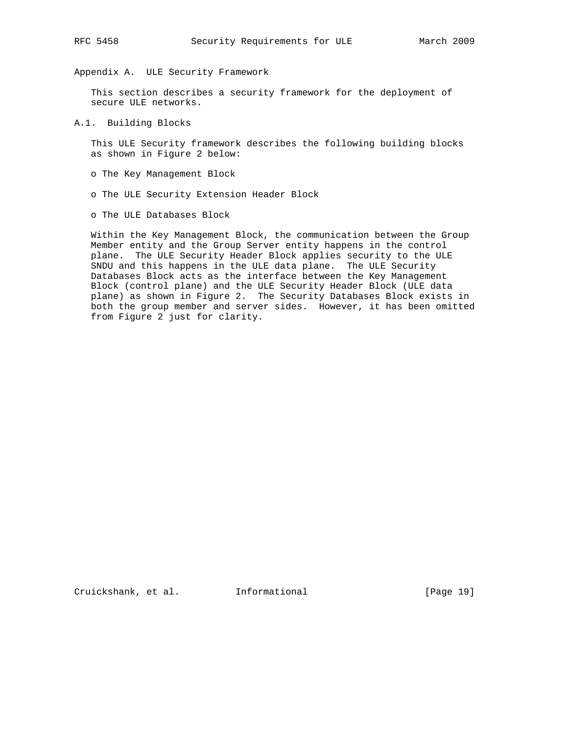## Appendix A. ULE Security Framework

This section describes a security framework for the deployment of secure ULE networks.

### A.1. Building Blocks

This ULE Security framework describes the following building blocks as shown in Figure 2 below:

- The Key Management Block
- The ULE Security Extension Header Block
- The ULE Databases Block

Within the Key Management Block, the communication between the Group Member entity and the Group Server entity happens in the control plane. The ULE Security Header Block applies security to the ULE SNDU and this happens in the ULE data plane. The ULE Security Databases Block acts as the interface between the Key Management Block (control plane) and the ULE Security Header Block (ULE data plane) as shown in Figure 2. The Security Databases Block exists in both the group member and server sides. However, it has been omitted from Figure 2 just for clarity.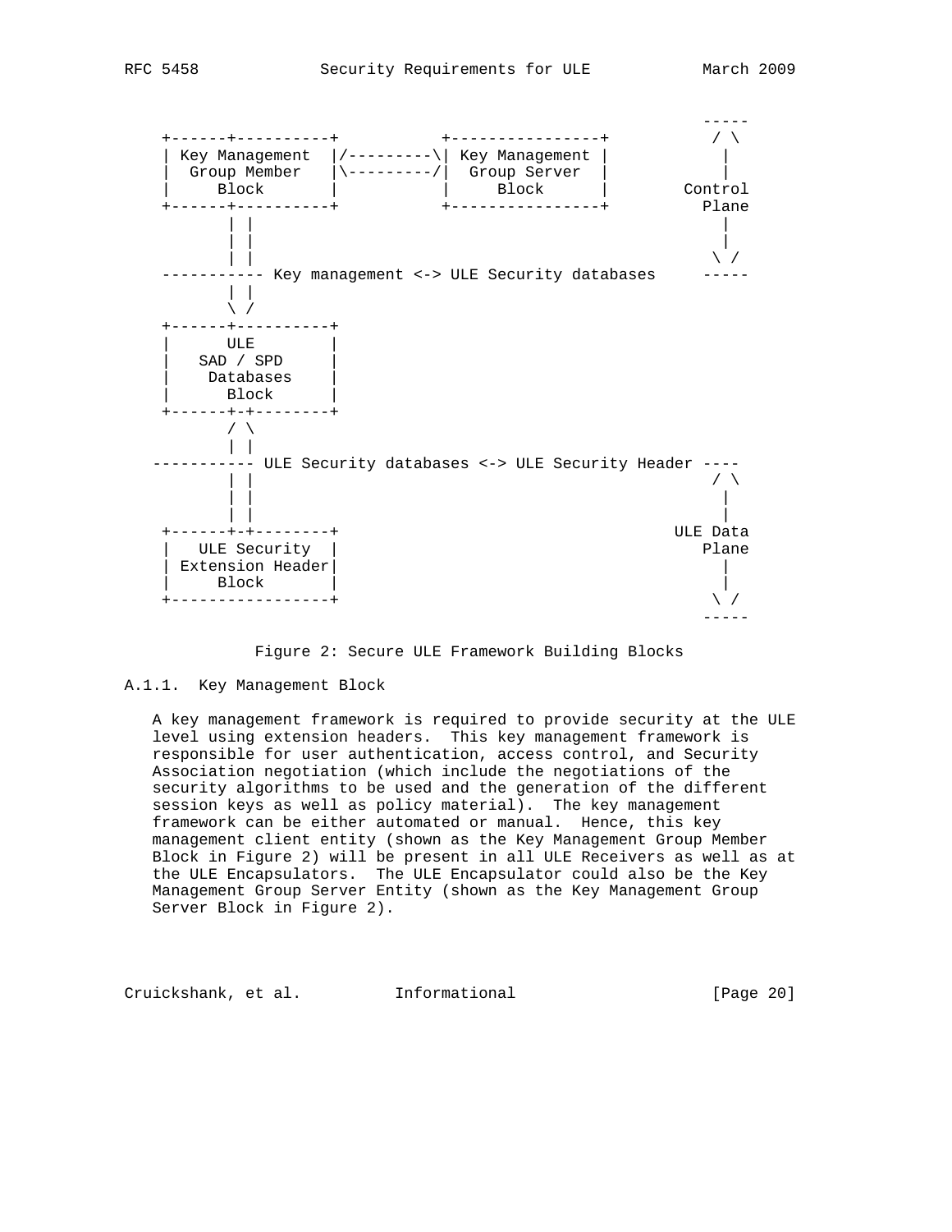```
                                                            -----
    +------+----------+           +----------------+         / \
    | Key Management  |/---------\| Key Management |          |
    |  Group Member   |\---------/|  Group Server  |          |
    |     Block       |           |     Block      |       Control
    +------+----------+           +----------------+        Plane
           | |                                                |
           | |                                                |
           | |                                               \ /
    ----------- Key management <-> ULE Security databases     -----
           | |
           \ /
    +------+----------+
    |      ULE        |
    |   SAD / SPD     |
    |    Databases    |
    |      Block      |
    +------+-+--------+
           / \
           | |
   ----------- ULE Security databases <-> ULE Security Header ----
           | |                                               / \
           | |                                                |
           | |                                                |
    +------+-+--------+                                    ULE Data
    |   ULE Security  |                                       Plane
    | Extension Header|                                       |
    |     Block       |                                       |
    +-----------------+                                      \ /
                                                            -----
```

Figure 2: Secure ULE Framework Building Blocks

### A.1.1. Key Management Block

A key management framework is required to provide security at the ULE level using extension headers. This key management framework is responsible for user authentication, access control, and Security Association negotiation (which include the negotiations of the security algorithms to be used and the generation of the different session keys as well as policy material). The key management framework can be either automated or manual. Hence, this key management client entity (shown as the Key Management Group Member Block in Figure 2) will be present in all ULE Receivers as well as at the ULE Encapsulators. The ULE Encapsulator could also be the Key Management Group Server Entity (shown as the Key Management Group Server Block in Figure 2).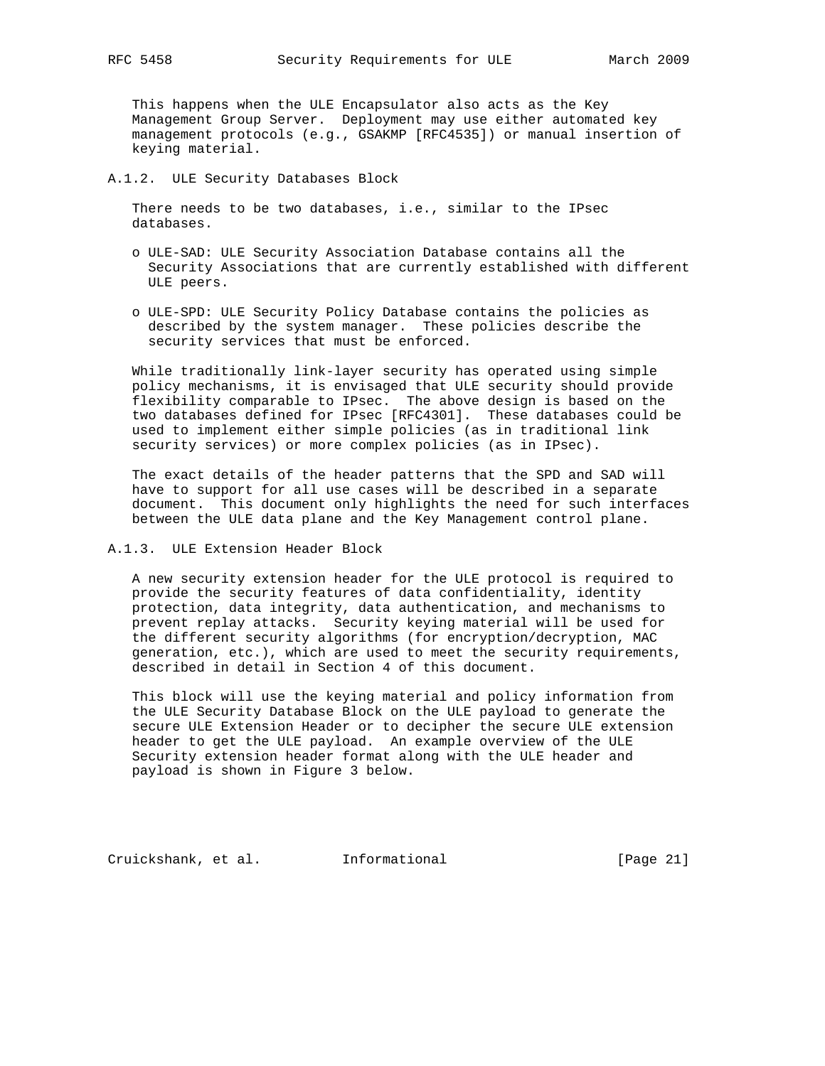This happens when the ULE Encapsulator also acts as the Key Management Group Server. Deployment may use either automated key management protocols (e.g., GSAKMP [RFC4535]) or manual insertion of keying material.

### A.1.2. ULE Security Databases Block

There needs to be two databases, i.e., similar to the IPsec databases.

- ULE-SAD: ULE Security Association Database contains all the Security Associations that are currently established with different ULE peers.

- ULE-SPD: ULE Security Policy Database contains the policies as described by the system manager. These policies describe the security services that must be enforced.

While traditionally link-layer security has operated using simple policy mechanisms, it is envisaged that ULE security should provide flexibility comparable to IPsec. The above design is based on the two databases defined for IPsec [RFC4301]. These databases could be used to implement either simple policies (as in traditional link security services) or more complex policies (as in IPsec).

The exact details of the header patterns that the SPD and SAD will have to support for all use cases will be described in a separate document. This document only highlights the need for such interfaces between the ULE data plane and the Key Management control plane.

### A.1.3. ULE Extension Header Block

A new security extension header for the ULE protocol is required to provide the security features of data confidentiality, identity protection, data integrity, data authentication, and mechanisms to prevent replay attacks. Security keying material will be used for the different security algorithms (for encryption/decryption, MAC generation, etc.), which are used to meet the security requirements, described in detail in Section 4 of this document.

This block will use the keying material and policy information from the ULE Security Database Block on the ULE payload to generate the secure ULE Extension Header or to decipher the secure ULE extension header to get the ULE payload. An example overview of the ULE Security extension header format along with the ULE header and payload is shown in Figure 3 below.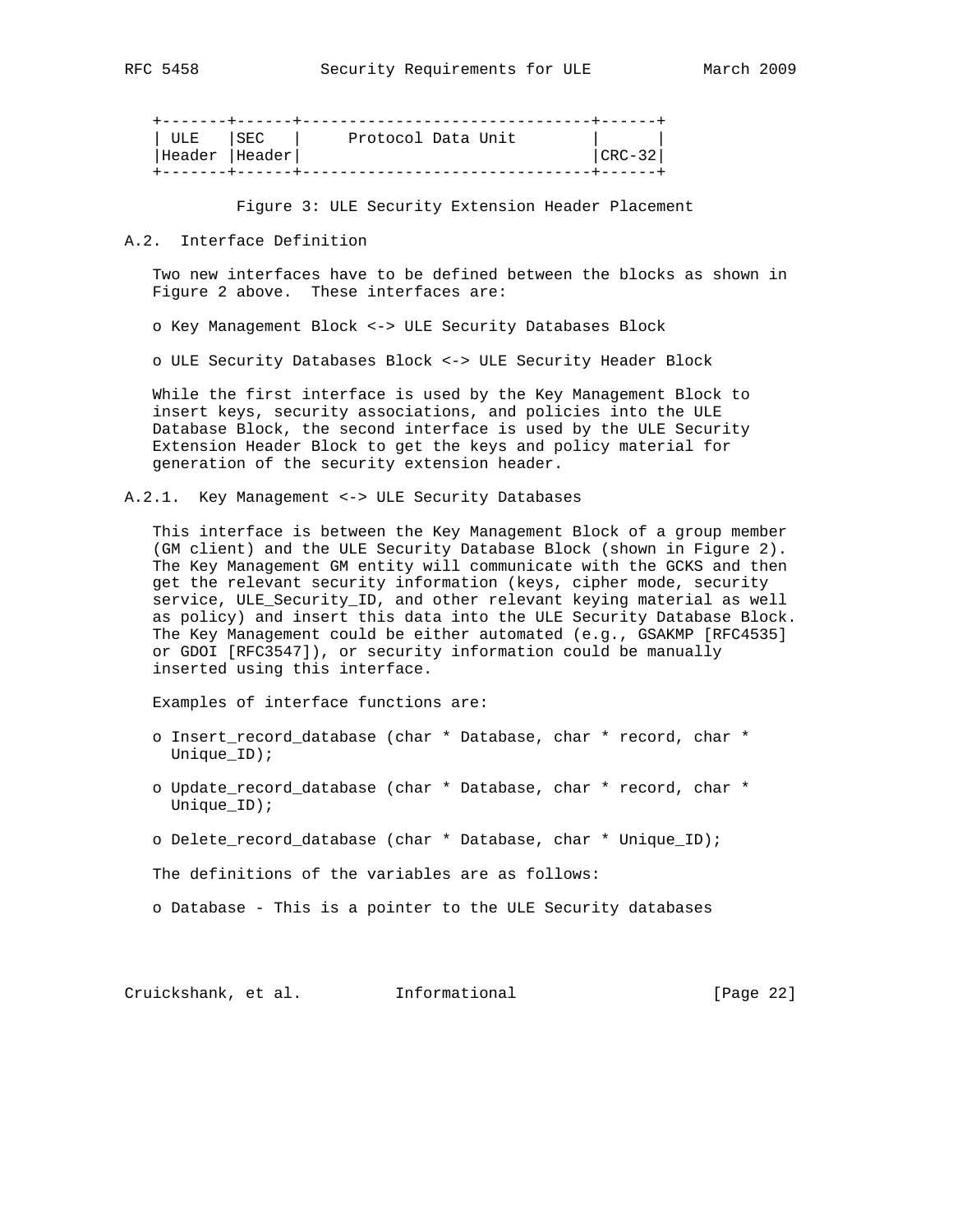```
+-------+------+-------------------------------+------+
| ULE   |SEC   |     Protocol Data Unit        |      |
|Header |Header|                               |CRC-32|
+-------+------+-------------------------------+------+
```

Figure 3: ULE Security Extension Header Placement

### A.2. Interface Definition

Two new interfaces have to be defined between the blocks as shown in Figure 2 above. These interfaces are:

- Key Management Block <-> ULE Security Databases Block
- ULE Security Databases Block <-> ULE Security Header Block

While the first interface is used by the Key Management Block to insert keys, security associations, and policies into the ULE Database Block, the second interface is used by the ULE Security Extension Header Block to get the keys and policy material for generation of the security extension header.

#### A.2.1. Key Management <-> ULE Security Databases

This interface is between the Key Management Block of a group member (GM client) and the ULE Security Database Block (shown in Figure 2). The Key Management GM entity will communicate with the GCKS and then get the relevant security information (keys, cipher mode, security service, ULE_Security_ID, and other relevant keying material as well as policy) and insert this data into the ULE Security Database Block. The Key Management could be either automated (e.g., GSAKMP [RFC4535] or GDOI [RFC3547]), or security information could be manually inserted using this interface.

Examples of interface functions are:

- Insert_record_database (char * Database, char * record, char * Unique_ID);
- Update_record_database (char * Database, char * record, char * Unique_ID);
- Delete_record_database (char * Database, char * Unique_ID);

The definitions of the variables are as follows:

- Database - This is a pointer to the ULE Security databases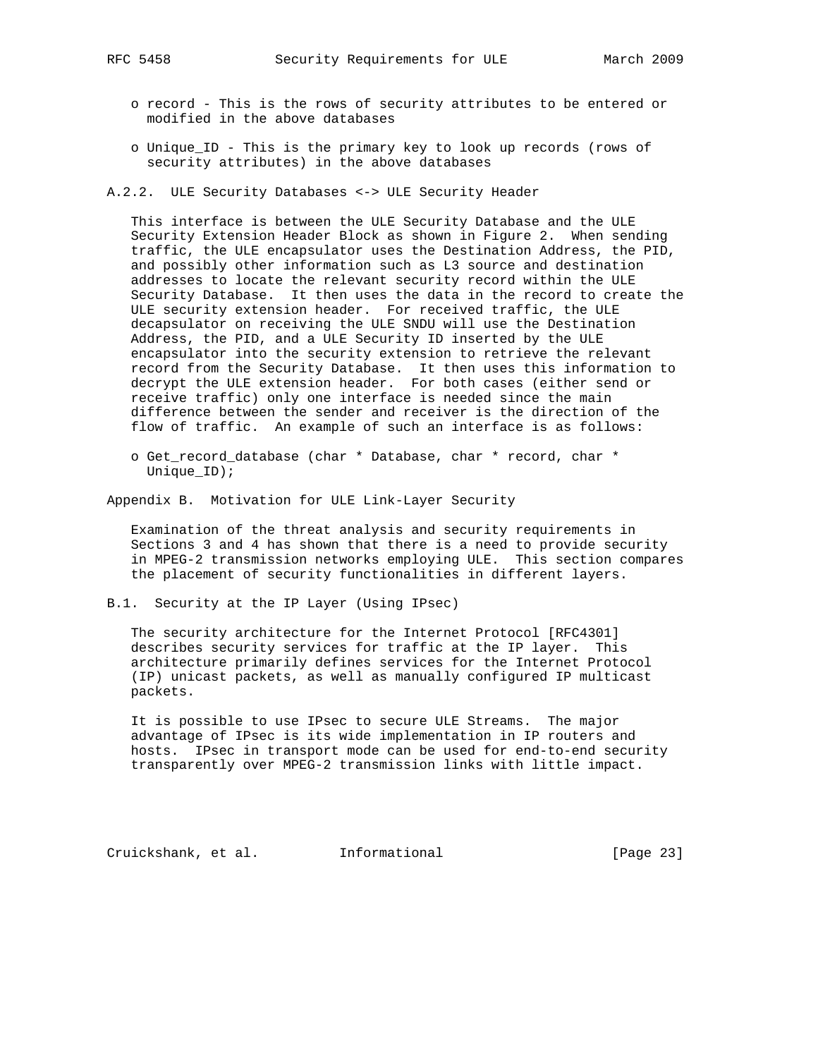- record - This is the rows of security attributes to be entered or modified in the above databases

- Unique_ID - This is the primary key to look up records (rows of security attributes) in the above databases

### A.2.2. ULE Security Databases <-> ULE Security Header

This interface is between the ULE Security Database and the ULE Security Extension Header Block as shown in Figure 2. When sending traffic, the ULE encapsulator uses the Destination Address, the PID, and possibly other information such as L3 source and destination addresses to locate the relevant security record within the ULE Security Database. It then uses the data in the record to create the ULE security extension header. For received traffic, the ULE decapsulator on receiving the ULE SNDU will use the Destination Address, the PID, and a ULE Security ID inserted by the ULE encapsulator into the security extension to retrieve the relevant record from the Security Database. It then uses this information to decrypt the ULE extension header. For both cases (either send or receive traffic) only one interface is needed since the main difference between the sender and receiver is the direction of the flow of traffic. An example of such an interface is as follows:

- Get_record_database (char * Database, char * record, char * Unique_ID);

## Appendix B. Motivation for ULE Link-Layer Security

Examination of the threat analysis and security requirements in Sections 3 and 4 has shown that there is a need to provide security in MPEG-2 transmission networks employing ULE. This section compares the placement of security functionalities in different layers.

### B.1. Security at the IP Layer (Using IPsec)

The security architecture for the Internet Protocol [RFC4301] describes security services for traffic at the IP layer. This architecture primarily defines services for the Internet Protocol (IP) unicast packets, as well as manually configured IP multicast packets.

It is possible to use IPsec to secure ULE Streams. The major advantage of IPsec is its wide implementation in IP routers and hosts. IPsec in transport mode can be used for end-to-end security transparently over MPEG-2 transmission links with little impact.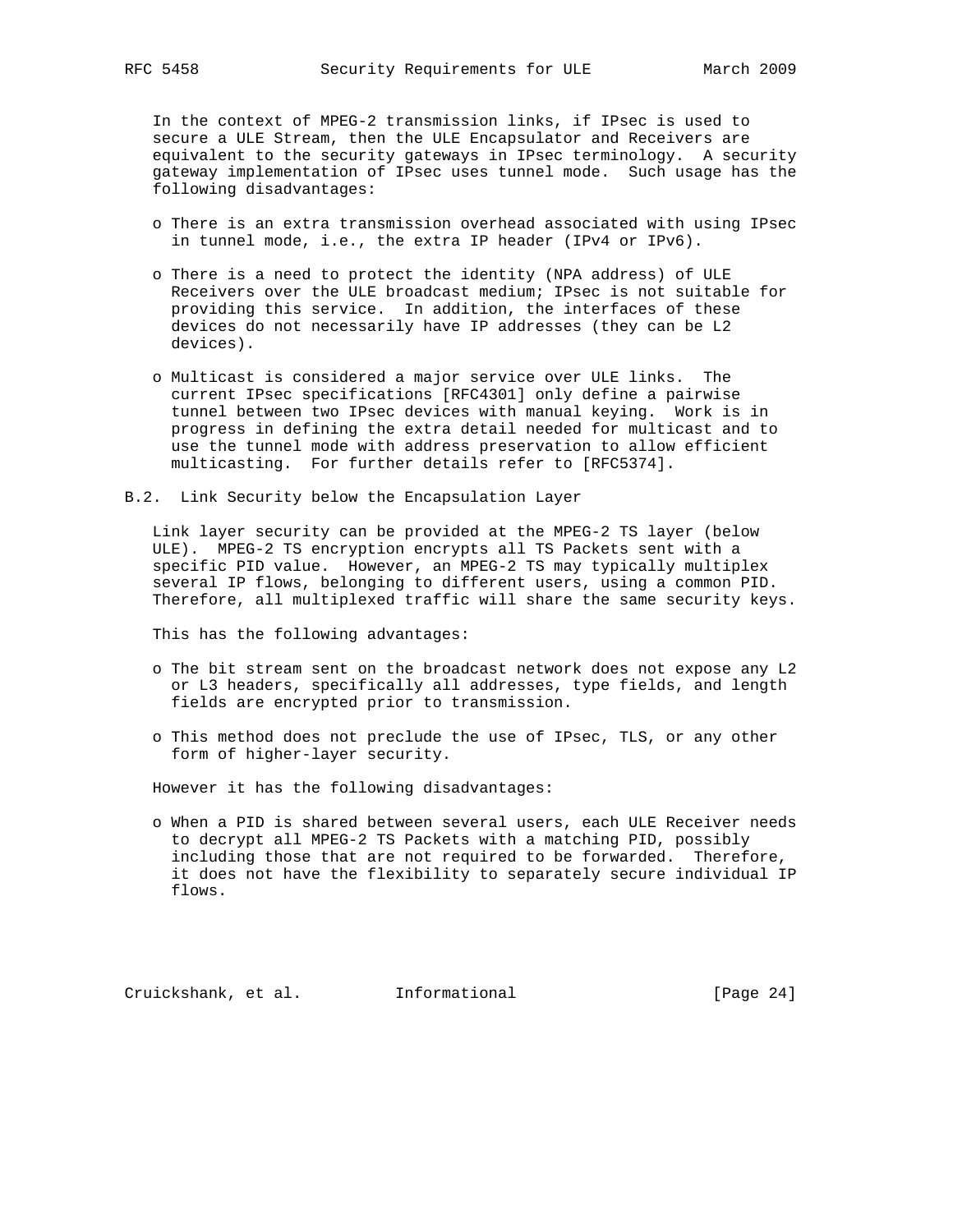In the context of MPEG-2 transmission links, if IPsec is used to secure a ULE Stream, then the ULE Encapsulator and Receivers are equivalent to the security gateways in IPsec terminology. A security gateway implementation of IPsec uses tunnel mode. Such usage has the following disadvantages:

- There is an extra transmission overhead associated with using IPsec in tunnel mode, i.e., the extra IP header (IPv4 or IPv6).
- There is a need to protect the identity (NPA address) of ULE Receivers over the ULE broadcast medium; IPsec is not suitable for providing this service. In addition, the interfaces of these devices do not necessarily have IP addresses (they can be L2 devices).
- Multicast is considered a major service over ULE links. The current IPsec specifications [RFC4301] only define a pairwise tunnel between two IPsec devices with manual keying. Work is in progress in defining the extra detail needed for multicast and to use the tunnel mode with address preservation to allow efficient multicasting. For further details refer to [RFC5374].

## B.2. Link Security below the Encapsulation Layer

Link layer security can be provided at the MPEG-2 TS layer (below ULE). MPEG-2 TS encryption encrypts all TS Packets sent with a specific PID value. However, an MPEG-2 TS may typically multiplex several IP flows, belonging to different users, using a common PID. Therefore, all multiplexed traffic will share the same security keys.

This has the following advantages:

- The bit stream sent on the broadcast network does not expose any L2 or L3 headers, specifically all addresses, type fields, and length fields are encrypted prior to transmission.
- This method does not preclude the use of IPsec, TLS, or any other form of higher-layer security.

However it has the following disadvantages:

- When a PID is shared between several users, each ULE Receiver needs to decrypt all MPEG-2 TS Packets with a matching PID, possibly including those that are not required to be forwarded. Therefore, it does not have the flexibility to separately secure individual IP flows.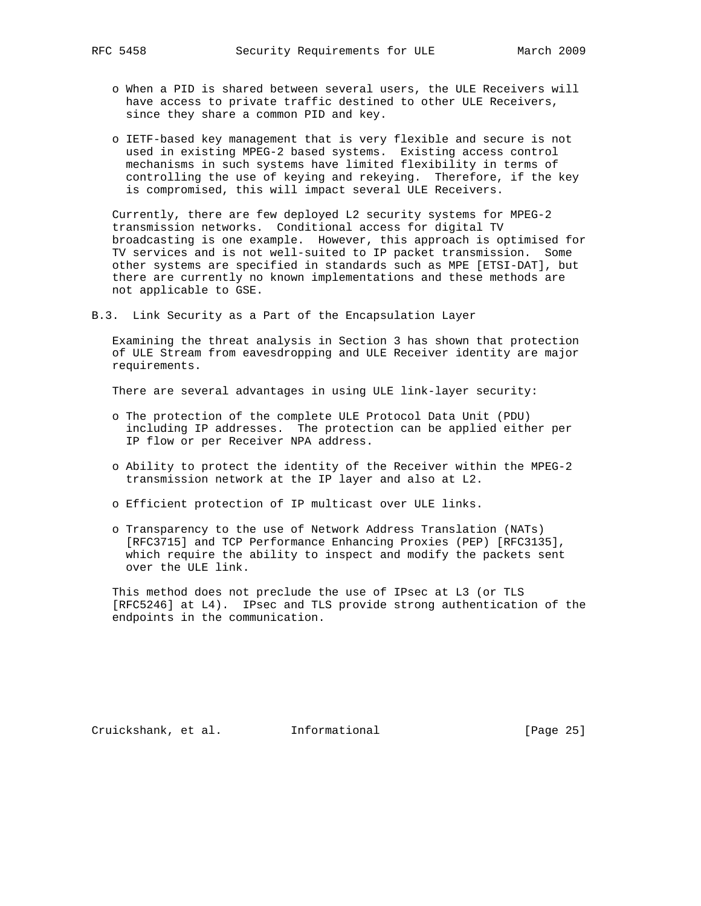- When a PID is shared between several users, the ULE Receivers will have access to private traffic destined to other ULE Receivers, since they share a common PID and key.

- IETF-based key management that is very flexible and secure is not used in existing MPEG-2 based systems. Existing access control mechanisms in such systems have limited flexibility in terms of controlling the use of keying and rekeying. Therefore, if the key is compromised, this will impact several ULE Receivers.

Currently, there are few deployed L2 security systems for MPEG-2 transmission networks. Conditional access for digital TV broadcasting is one example. However, this approach is optimised for TV services and is not well-suited to IP packet transmission. Some other systems are specified in standards such as MPE [ETSI-DAT], but there are currently no known implementations and these methods are not applicable to GSE.

## B.3. Link Security as a Part of the Encapsulation Layer

Examining the threat analysis in Section 3 has shown that protection of ULE Stream from eavesdropping and ULE Receiver identity are major requirements.

There are several advantages in using ULE link-layer security:

- The protection of the complete ULE Protocol Data Unit (PDU) including IP addresses. The protection can be applied either per IP flow or per Receiver NPA address.

- Ability to protect the identity of the Receiver within the MPEG-2 transmission network at the IP layer and also at L2.

- Efficient protection of IP multicast over ULE links.

- Transparency to the use of Network Address Translation (NATs) [RFC3715] and TCP Performance Enhancing Proxies (PEP) [RFC3135], which require the ability to inspect and modify the packets sent over the ULE link.

This method does not preclude the use of IPsec at L3 (or TLS [RFC5246] at L4). IPsec and TLS provide strong authentication of the endpoints in the communication.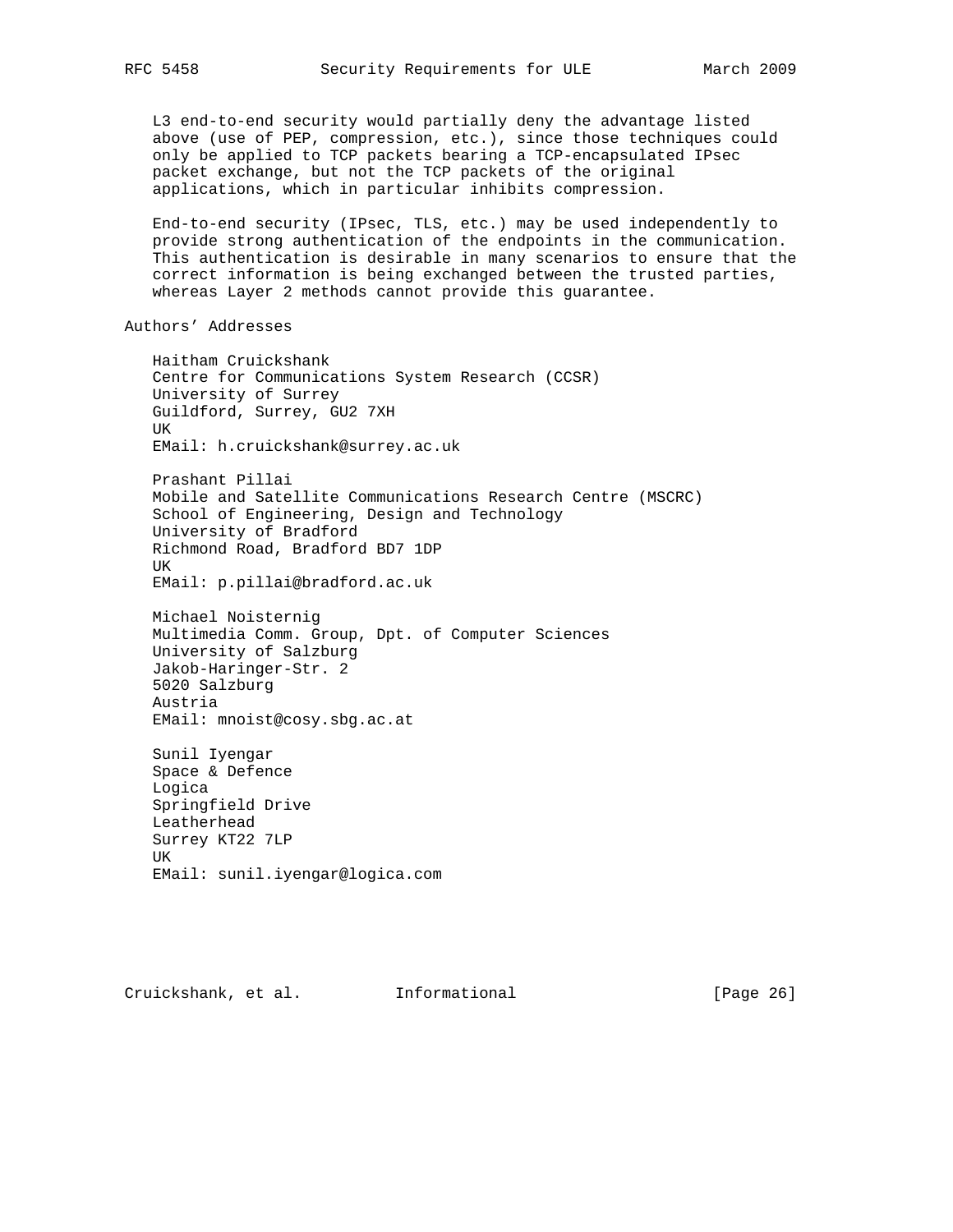L3 end-to-end security would partially deny the advantage listed above (use of PEP, compression, etc.), since those techniques could only be applied to TCP packets bearing a TCP-encapsulated IPsec packet exchange, but not the TCP packets of the original applications, which in particular inhibits compression.

End-to-end security (IPsec, TLS, etc.) may be used independently to provide strong authentication of the endpoints in the communication. This authentication is desirable in many scenarios to ensure that the correct information is being exchanged between the trusted parties, whereas Layer 2 methods cannot provide this guarantee.

## Authors' Addresses

Haitham Cruickshank
Centre for Communications System Research (CCSR)
University of Surrey
Guildford, Surrey, GU2 7XH
UK
EMail: h.cruickshank@surrey.ac.uk

Prashant Pillai
Mobile and Satellite Communications Research Centre (MSCRC)
School of Engineering, Design and Technology
University of Bradford
Richmond Road, Bradford BD7 1DP
UK
EMail: p.pillai@bradford.ac.uk

Michael Noisternig
Multimedia Comm. Group, Dpt. of Computer Sciences
University of Salzburg
Jakob-Haringer-Str. 2
5020 Salzburg
Austria
EMail: mnoist@cosy.sbg.ac.at

Sunil Iyengar
Space & Defence
Logica
Springfield Drive
Leatherhead
Surrey KT22 7LP
UK
EMail: sunil.iyengar@logica.com